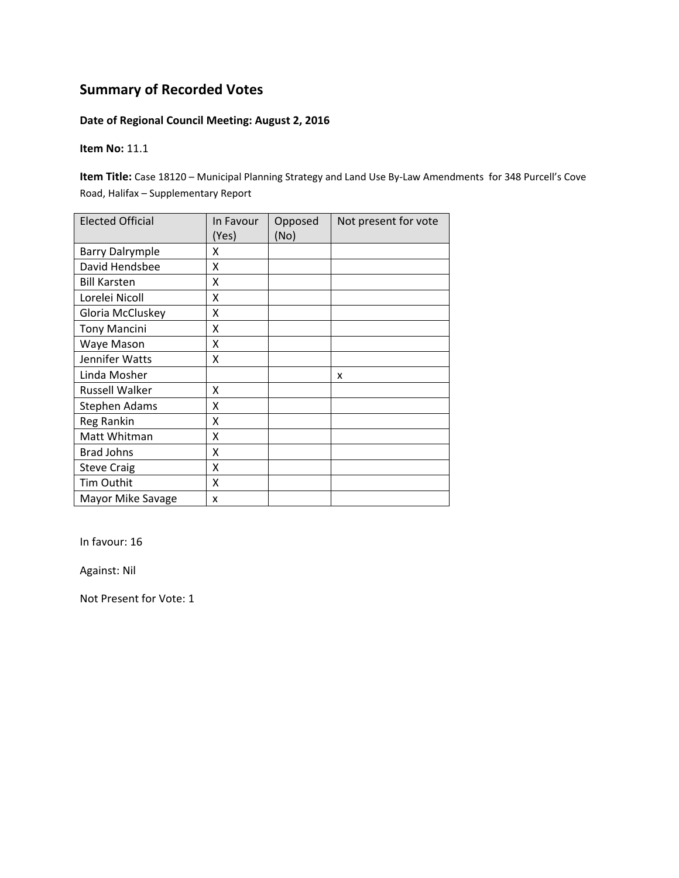# Summary of Recorded Votes

**Date of Regional Council Meeting: August 2, 2016**

**Item No:** 11.1

**Item Title:** Case 18120 – Municipal Planning Strategy and Land Use By-Law Amendments for 348 Purcell's Cove Road, Halifax – Supplementary Report

| Elected Official | In Favour (Yes) | Opposed (No) | Not present for vote |
|---|---|---|---|
| Barry Dalrymple | X | | |
| David Hendsbee | X | | |
| Bill Karsten | X | | |
| Lorelei Nicoll | X | | |
| Gloria McCluskey | X | | |
| Tony Mancini | X | | |
| Waye Mason | X | | |
| Jennifer Watts | X | | |
| Linda Mosher | | | x |
| Russell Walker | X | | |
| Stephen Adams | X | | |
| Reg Rankin | X | | |
| Matt Whitman | X | | |
| Brad Johns | X | | |
| Steve Craig | X | | |
| Tim Outhit | X | | |
| Mayor Mike Savage | x | | |

In favour: 16

Against: Nil

Not Present for Vote: 1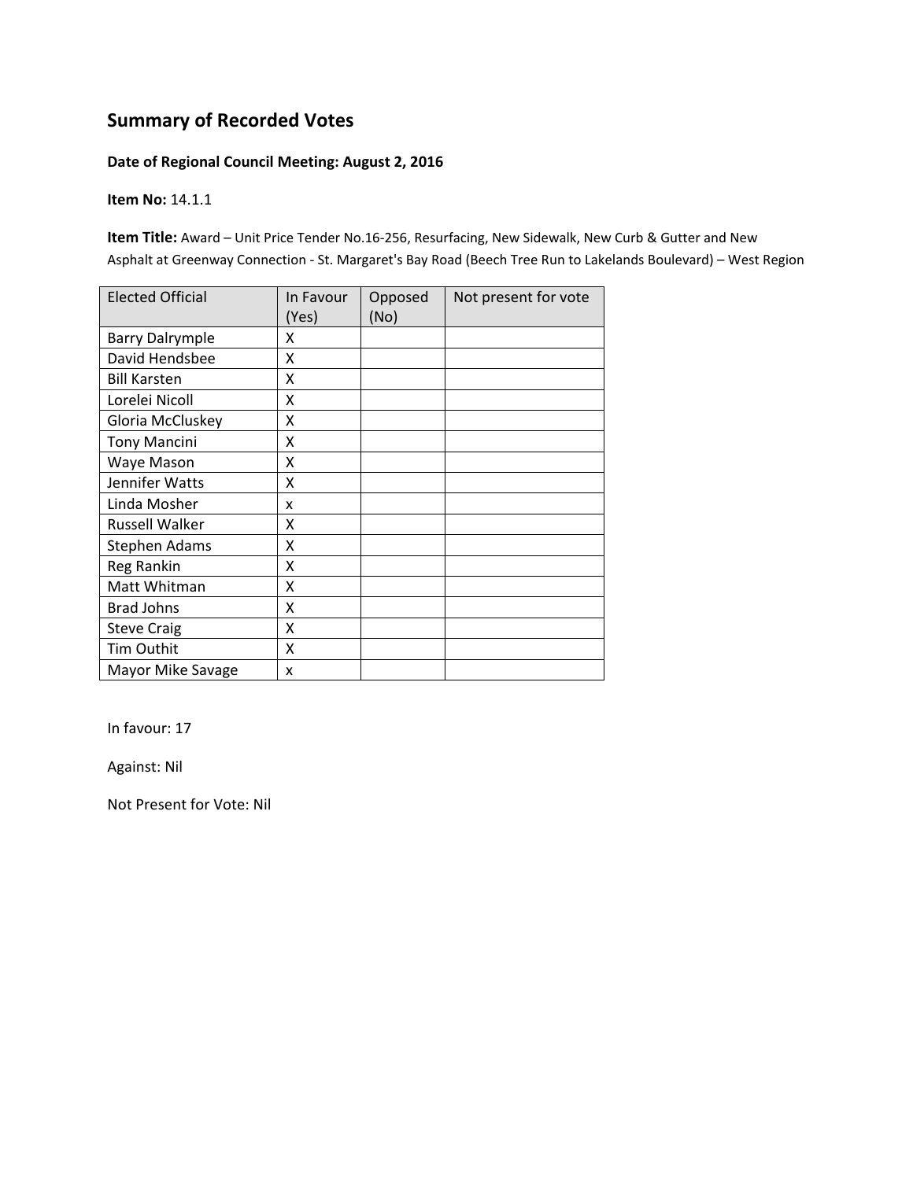## Summary of Recorded Votes

**Date of Regional Council Meeting: August 2, 2016**

**Item No:** 14.1.1

**Item Title:** Award – Unit Price Tender No.16-256, Resurfacing, New Sidewalk, New Curb & Gutter and New Asphalt at Greenway Connection - St. Margaret's Bay Road (Beech Tree Run to Lakelands Boulevard) – West Region

| Elected Official | In Favour (Yes) | Opposed (No) | Not present for vote |
|---|---|---|---|
| Barry Dalrymple | X | | |
| David Hendsbee | X | | |
| Bill Karsten | X | | |
| Lorelei Nicoll | X | | |
| Gloria McCluskey | X | | |
| Tony Mancini | X | | |
| Waye Mason | X | | |
| Jennifer Watts | X | | |
| Linda Mosher | x | | |
| Russell Walker | X | | |
| Stephen Adams | X | | |
| Reg Rankin | X | | |
| Matt Whitman | X | | |
| Brad Johns | X | | |
| Steve Craig | X | | |
| Tim Outhit | X | | |
| Mayor Mike Savage | x | | |

In favour: 17

Against: Nil

Not Present for Vote: Nil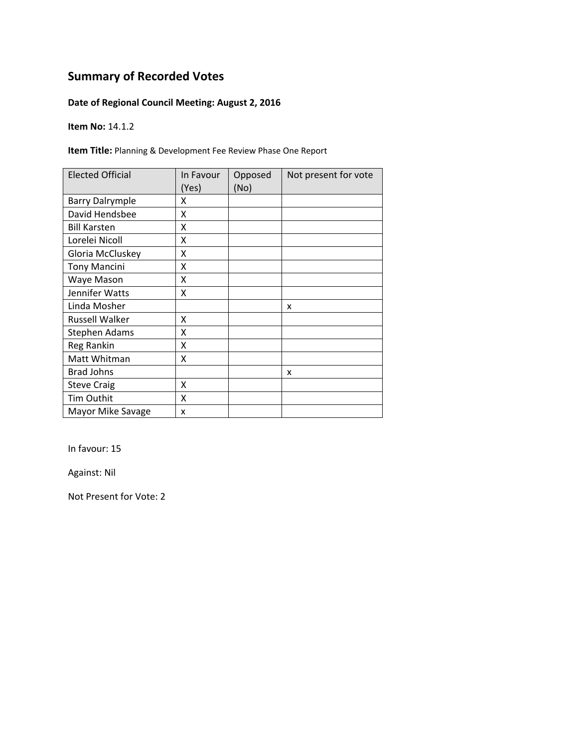## Summary of Recorded Votes

**Date of Regional Council Meeting: August 2, 2016**

**Item No:** 14.1.2

**Item Title:** Planning & Development Fee Review Phase One Report

| Elected Official | In Favour (Yes) | Opposed (No) | Not present for vote |
|---|---|---|---|
| Barry Dalrymple | X | | |
| David Hendsbee | X | | |
| Bill Karsten | X | | |
| Lorelei Nicoll | X | | |
| Gloria McCluskey | X | | |
| Tony Mancini | X | | |
| Waye Mason | X | | |
| Jennifer Watts | X | | |
| Linda Mosher | | | x |
| Russell Walker | X | | |
| Stephen Adams | X | | |
| Reg Rankin | X | | |
| Matt Whitman | X | | |
| Brad Johns | | | x |
| Steve Craig | X | | |
| Tim Outhit | X | | |
| Mayor Mike Savage | x | | |

In favour: 15

Against: Nil

Not Present for Vote: 2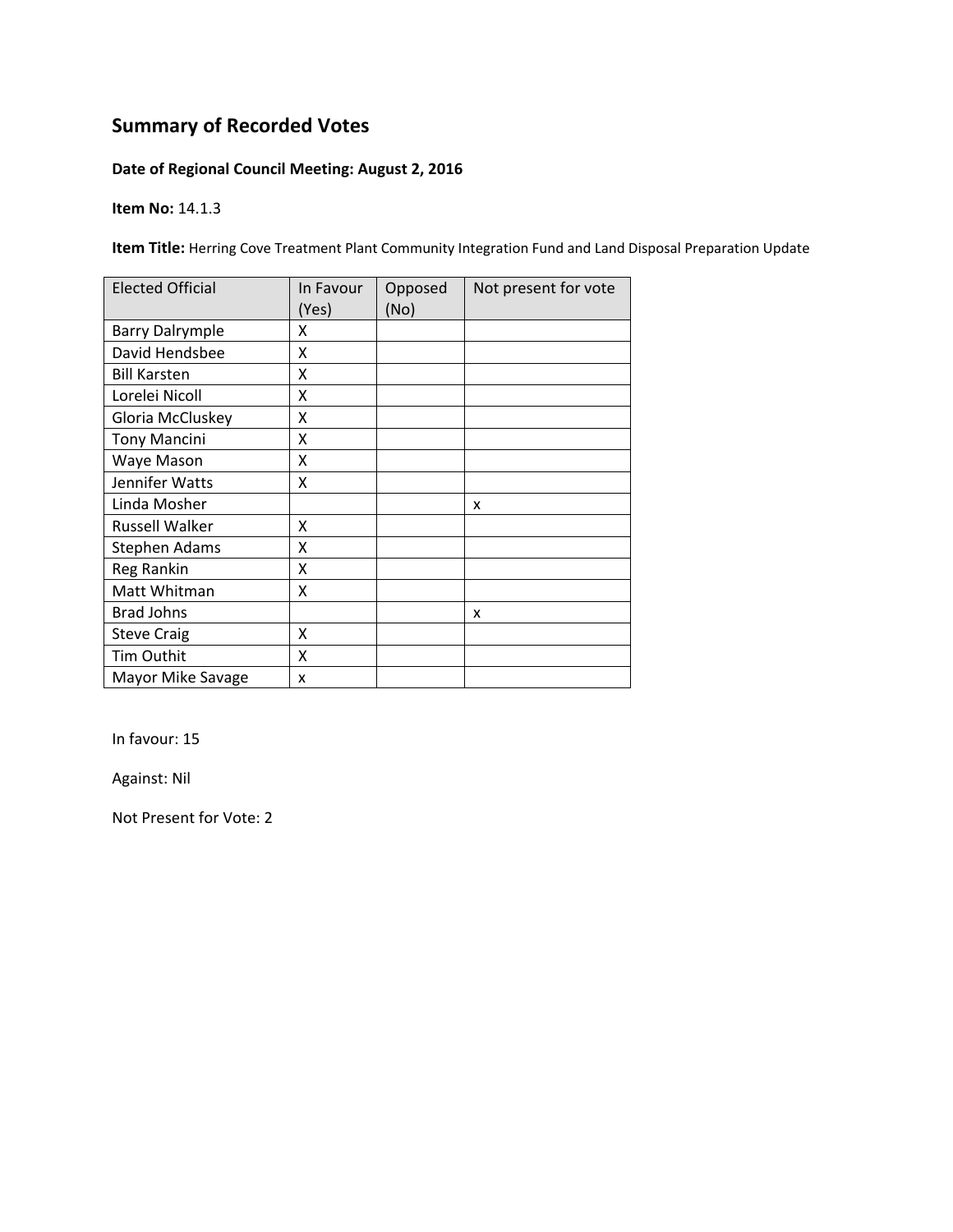## Summary of Recorded Votes

**Date of Regional Council Meeting: August 2, 2016**

**Item No:** 14.1.3

**Item Title:** Herring Cove Treatment Plant Community Integration Fund and Land Disposal Preparation Update

| Elected Official | In Favour (Yes) | Opposed (No) | Not present for vote |
|---|---|---|---|
| Barry Dalrymple | X | | |
| David Hendsbee | X | | |
| Bill Karsten | X | | |
| Lorelei Nicoll | X | | |
| Gloria McCluskey | X | | |
| Tony Mancini | X | | |
| Waye Mason | X | | |
| Jennifer Watts | X | | |
| Linda Mosher | | | x |
| Russell Walker | X | | |
| Stephen Adams | X | | |
| Reg Rankin | X | | |
| Matt Whitman | X | | |
| Brad Johns | | | x |
| Steve Craig | X | | |
| Tim Outhit | X | | |
| Mayor Mike Savage | x | | |

In favour: 15

Against: Nil

Not Present for Vote: 2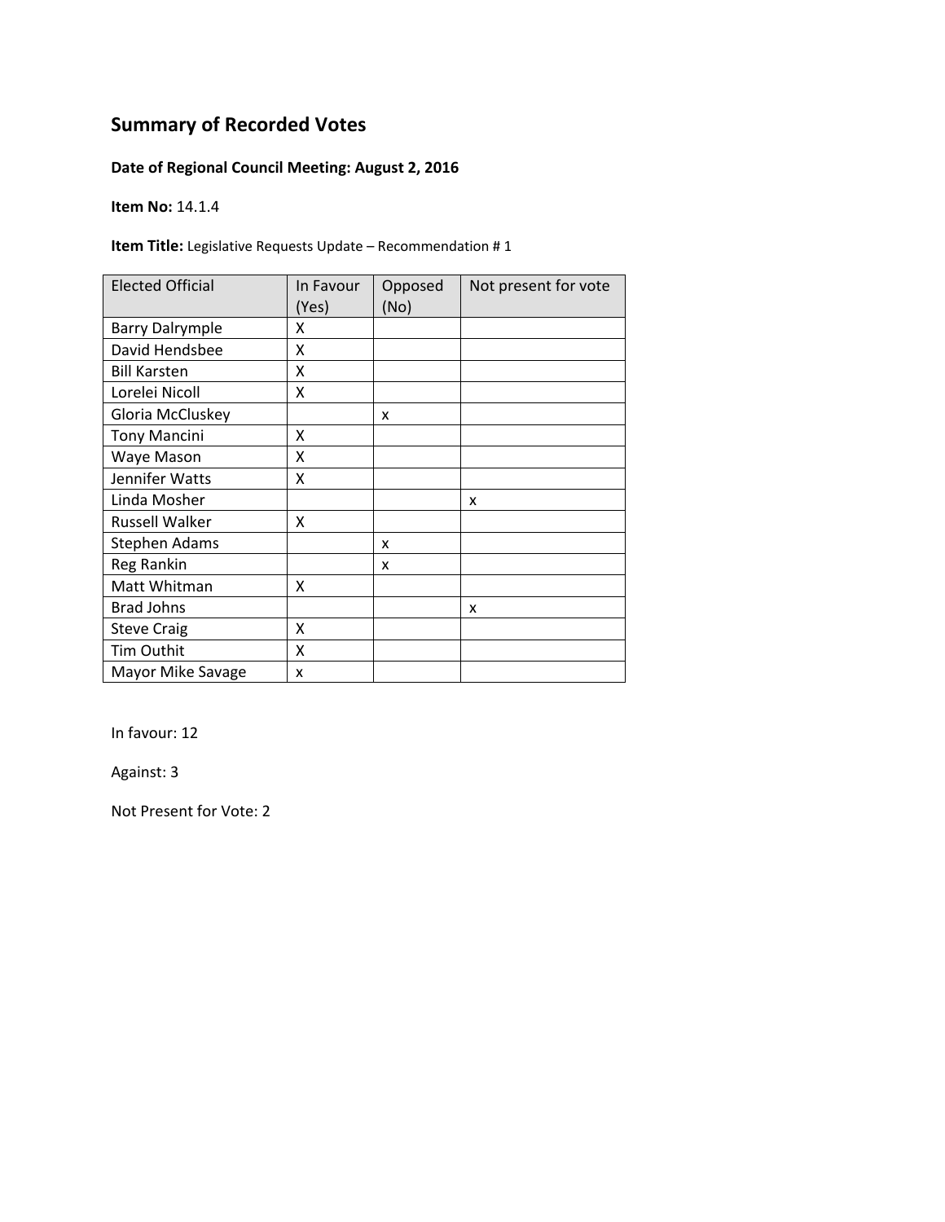## Summary of Recorded Votes

**Date of Regional Council Meeting: August 2, 2016**

**Item No:** 14.1.4

**Item Title:** Legislative Requests Update – Recommendation # 1

| Elected Official | In Favour (Yes) | Opposed (No) | Not present for vote |
|---|---|---|---|
| Barry Dalrymple | X | | |
| David Hendsbee | X | | |
| Bill Karsten | X | | |
| Lorelei Nicoll | X | | |
| Gloria McCluskey | | x | |
| Tony Mancini | X | | |
| Waye Mason | X | | |
| Jennifer Watts | X | | |
| Linda Mosher | | | x |
| Russell Walker | X | | |
| Stephen Adams | | x | |
| Reg Rankin | | x | |
| Matt Whitman | X | | |
| Brad Johns | | | x |
| Steve Craig | X | | |
| Tim Outhit | X | | |
| Mayor Mike Savage | x | | |

In favour: 12

Against: 3

Not Present for Vote: 2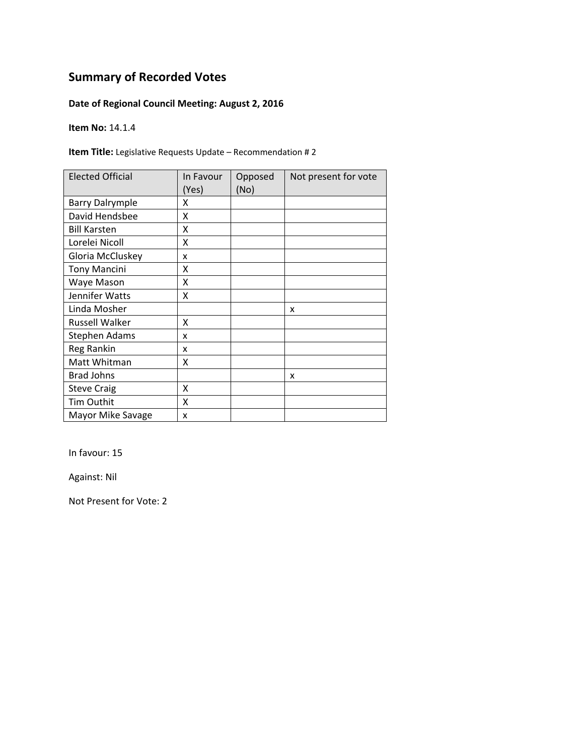## Summary of Recorded Votes

**Date of Regional Council Meeting: August 2, 2016**

**Item No:** 14.1.4

**Item Title:** Legislative Requests Update – Recommendation # 2

| Elected Official | In Favour (Yes) | Opposed (No) | Not present for vote |
|---|---|---|---|
| Barry Dalrymple | X | | |
| David Hendsbee | X | | |
| Bill Karsten | X | | |
| Lorelei Nicoll | X | | |
| Gloria McCluskey | x | | |
| Tony Mancini | X | | |
| Waye Mason | X | | |
| Jennifer Watts | X | | |
| Linda Mosher | | | x |
| Russell Walker | X | | |
| Stephen Adams | x | | |
| Reg Rankin | x | | |
| Matt Whitman | X | | |
| Brad Johns | | | x |
| Steve Craig | X | | |
| Tim Outhit | X | | |
| Mayor Mike Savage | x | | |

In favour: 15

Against: Nil

Not Present for Vote: 2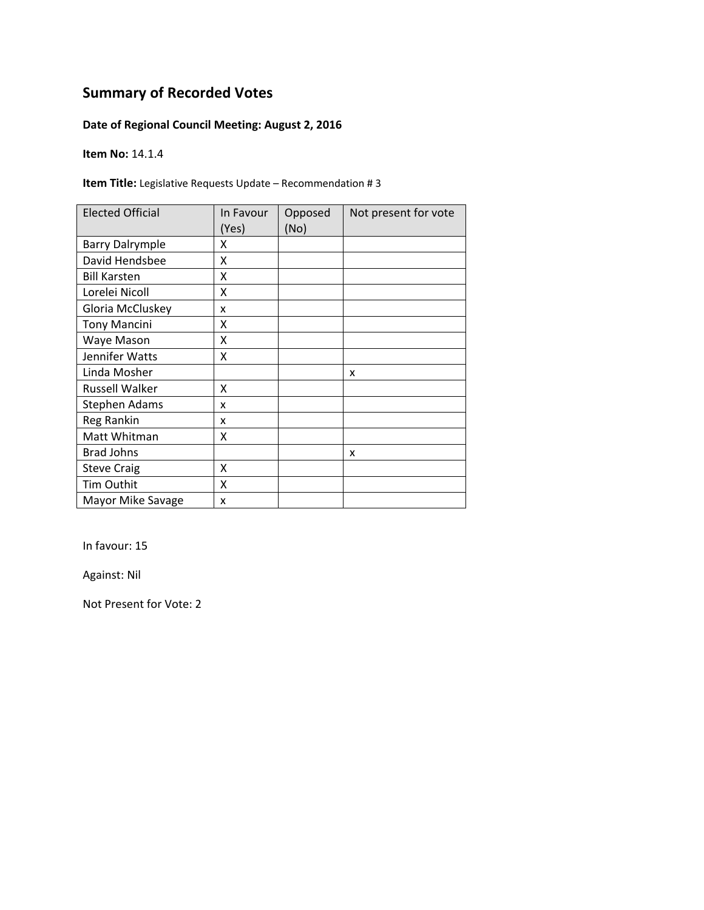## Summary of Recorded Votes

**Date of Regional Council Meeting: August 2, 2016**

**Item No:** 14.1.4

**Item Title:** Legislative Requests Update – Recommendation # 3

| Elected Official | In Favour (Yes) | Opposed (No) | Not present for vote |
|---|---|---|---|
| Barry Dalrymple | X | | |
| David Hendsbee | X | | |
| Bill Karsten | X | | |
| Lorelei Nicoll | X | | |
| Gloria McCluskey | x | | |
| Tony Mancini | X | | |
| Waye Mason | X | | |
| Jennifer Watts | X | | |
| Linda Mosher | | | x |
| Russell Walker | X | | |
| Stephen Adams | x | | |
| Reg Rankin | x | | |
| Matt Whitman | X | | |
| Brad Johns | | | x |
| Steve Craig | X | | |
| Tim Outhit | X | | |
| Mayor Mike Savage | x | | |

In favour: 15

Against: Nil

Not Present for Vote: 2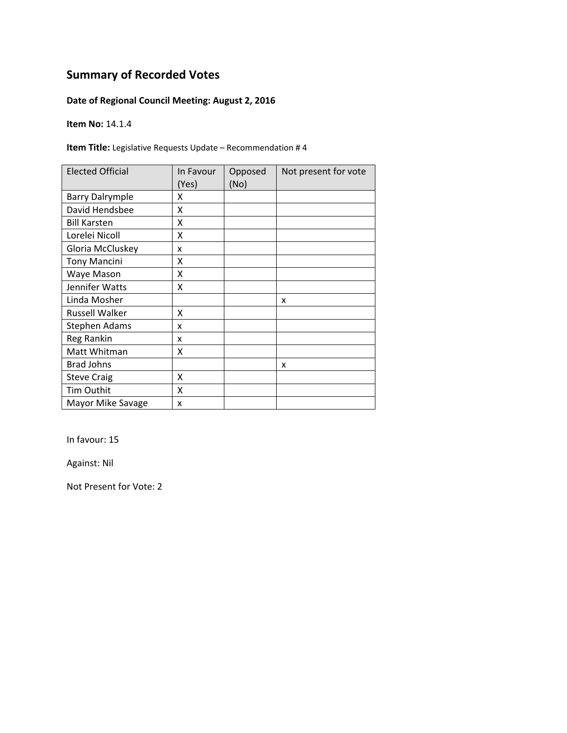# Summary of Recorded Votes

**Date of Regional Council Meeting: August 2, 2016**

**Item No:** 14.1.4

**Item Title:** Legislative Requests Update – Recommendation # 4

| Elected Official | In Favour (Yes) | Opposed (No) | Not present for vote |
|---|---|---|---|
| Barry Dalrymple | X | | |
| David Hendsbee | X | | |
| Bill Karsten | X | | |
| Lorelei Nicoll | X | | |
| Gloria McCluskey | x | | |
| Tony Mancini | X | | |
| Waye Mason | X | | |
| Jennifer Watts | X | | |
| Linda Mosher | | | x |
| Russell Walker | X | | |
| Stephen Adams | x | | |
| Reg Rankin | x | | |
| Matt Whitman | X | | |
| Brad Johns | | | x |
| Steve Craig | X | | |
| Tim Outhit | X | | |
| Mayor Mike Savage | x | | |

In favour: 15

Against: Nil

Not Present for Vote: 2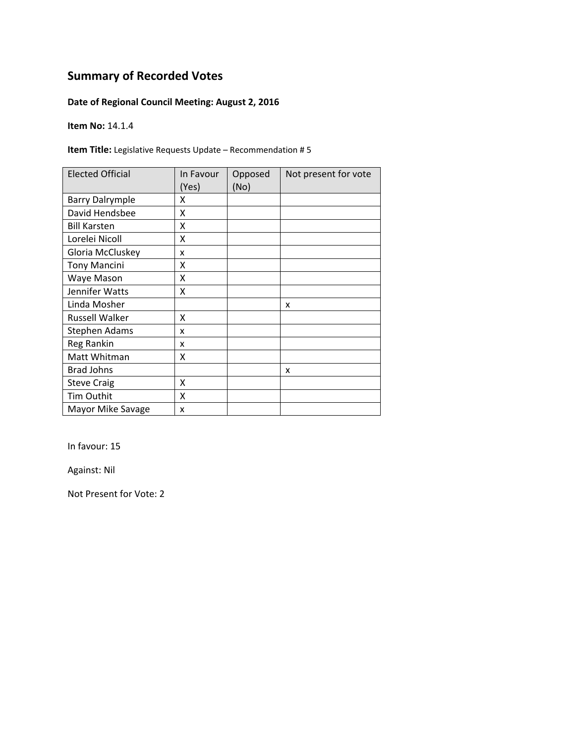# Summary of Recorded Votes

**Date of Regional Council Meeting: August 2, 2016**

**Item No:** 14.1.4

**Item Title:** Legislative Requests Update – Recommendation # 5

| Elected Official | In Favour (Yes) | Opposed (No) | Not present for vote |
|---|---|---|---|
| Barry Dalrymple | X | | |
| David Hendsbee | X | | |
| Bill Karsten | X | | |
| Lorelei Nicoll | X | | |
| Gloria McCluskey | x | | |
| Tony Mancini | X | | |
| Waye Mason | X | | |
| Jennifer Watts | X | | |
| Linda Mosher | | | x |
| Russell Walker | X | | |
| Stephen Adams | x | | |
| Reg Rankin | x | | |
| Matt Whitman | X | | |
| Brad Johns | | | x |
| Steve Craig | X | | |
| Tim Outhit | X | | |
| Mayor Mike Savage | x | | |

In favour: 15

Against: Nil

Not Present for Vote: 2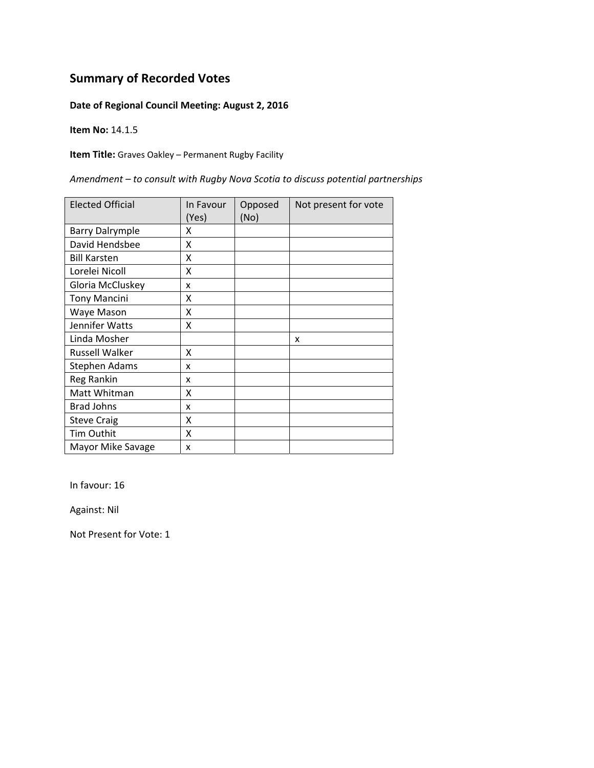# Summary of Recorded Votes

**Date of Regional Council Meeting: August 2, 2016**

**Item No:** 14.1.5

**Item Title:** Graves Oakley – Permanent Rugby Facility

*Amendment – to consult with Rugby Nova Scotia to discuss potential partnerships*

| Elected Official | In Favour (Yes) | Opposed (No) | Not present for vote |
|---|---|---|---|
| Barry Dalrymple | X | | |
| David Hendsbee | X | | |
| Bill Karsten | X | | |
| Lorelei Nicoll | X | | |
| Gloria McCluskey | x | | |
| Tony Mancini | X | | |
| Waye Mason | X | | |
| Jennifer Watts | X | | |
| Linda Mosher | | | x |
| Russell Walker | X | | |
| Stephen Adams | x | | |
| Reg Rankin | x | | |
| Matt Whitman | X | | |
| Brad Johns | x | | |
| Steve Craig | X | | |
| Tim Outhit | X | | |
| Mayor Mike Savage | x | | |

In favour: 16

Against: Nil

Not Present for Vote: 1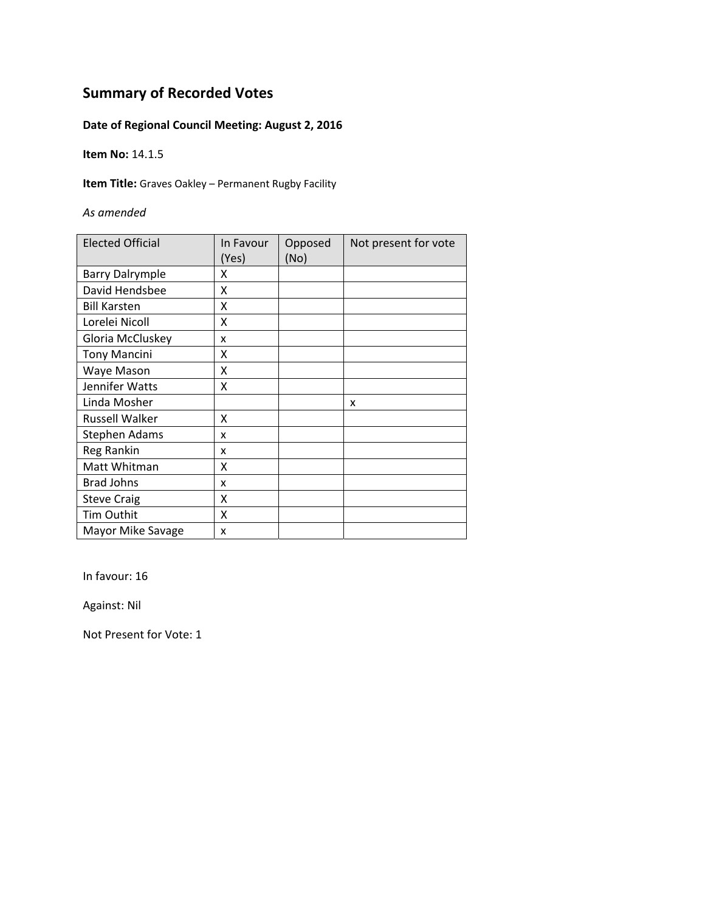# Summary of Recorded Votes

**Date of Regional Council Meeting: August 2, 2016**

**Item No:** 14.1.5

**Item Title:** Graves Oakley – Permanent Rugby Facility

*As amended*

| Elected Official | In Favour (Yes) | Opposed (No) | Not present for vote |
|---|---|---|---|
| Barry Dalrymple | X | | |
| David Hendsbee | X | | |
| Bill Karsten | X | | |
| Lorelei Nicoll | X | | |
| Gloria McCluskey | x | | |
| Tony Mancini | X | | |
| Waye Mason | X | | |
| Jennifer Watts | X | | |
| Linda Mosher | | | x |
| Russell Walker | X | | |
| Stephen Adams | x | | |
| Reg Rankin | x | | |
| Matt Whitman | X | | |
| Brad Johns | x | | |
| Steve Craig | X | | |
| Tim Outhit | X | | |
| Mayor Mike Savage | x | | |

In favour: 16

Against: Nil

Not Present for Vote: 1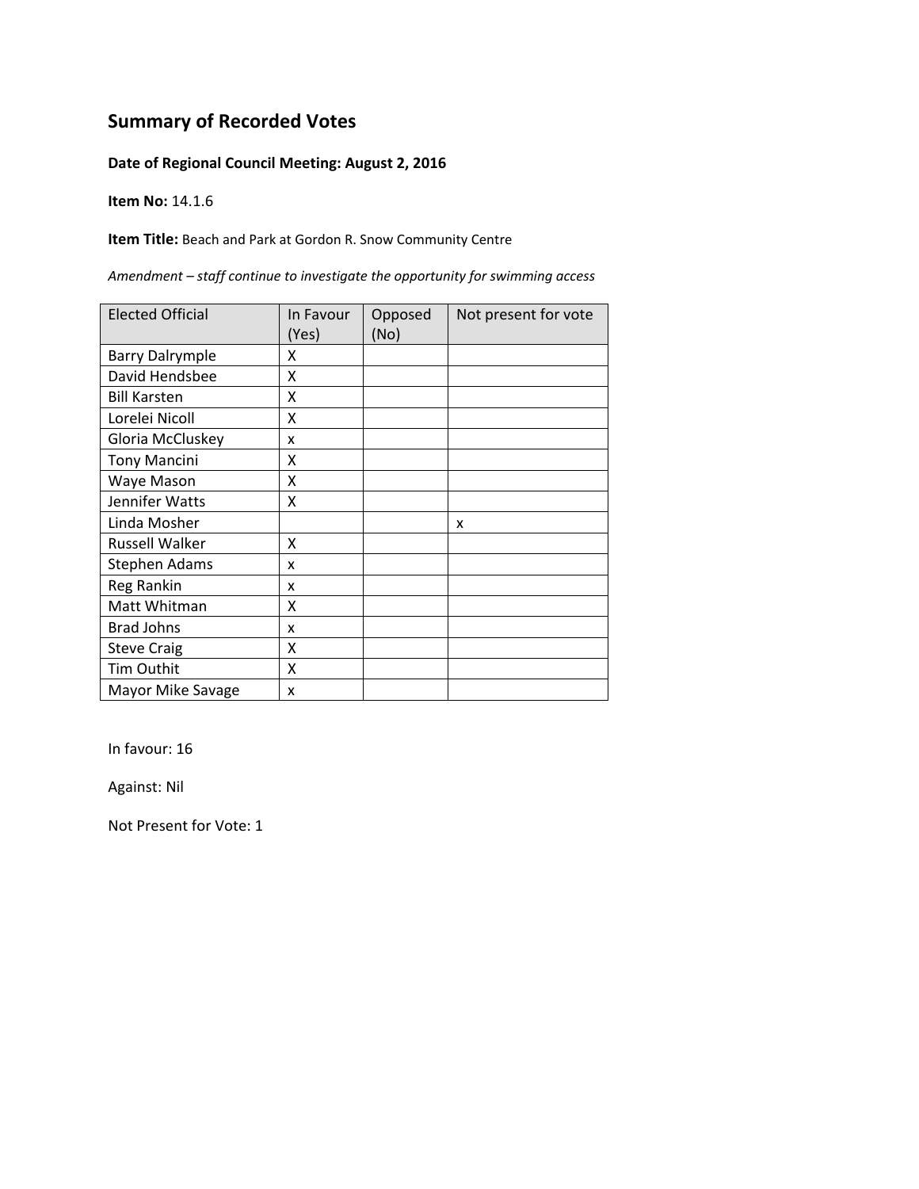# Summary of Recorded Votes

**Date of Regional Council Meeting: August 2, 2016**

**Item No:** 14.1.6

**Item Title:** Beach and Park at Gordon R. Snow Community Centre

*Amendment – staff continue to investigate the opportunity for swimming access*

| Elected Official | In Favour (Yes) | Opposed (No) | Not present for vote |
|---|---|---|---|
| Barry Dalrymple | X | | |
| David Hendsbee | X | | |
| Bill Karsten | X | | |
| Lorelei Nicoll | X | | |
| Gloria McCluskey | x | | |
| Tony Mancini | X | | |
| Waye Mason | X | | |
| Jennifer Watts | X | | |
| Linda Mosher | | | x |
| Russell Walker | X | | |
| Stephen Adams | x | | |
| Reg Rankin | x | | |
| Matt Whitman | X | | |
| Brad Johns | x | | |
| Steve Craig | X | | |
| Tim Outhit | X | | |
| Mayor Mike Savage | x | | |

In favour: 16

Against: Nil

Not Present for Vote: 1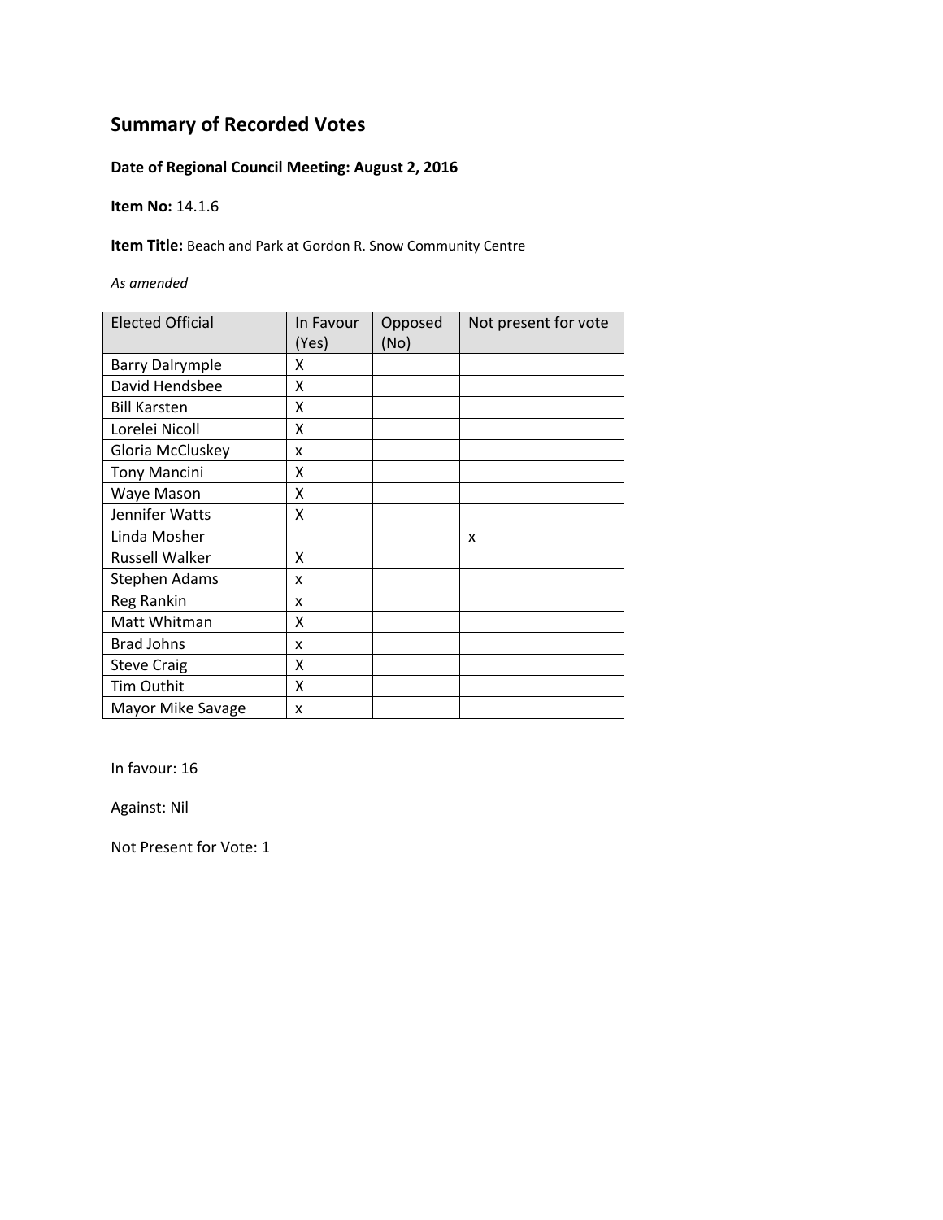# Summary of Recorded Votes

**Date of Regional Council Meeting: August 2, 2016**

**Item No:** 14.1.6

**Item Title:** Beach and Park at Gordon R. Snow Community Centre

*As amended*

| Elected Official | In Favour (Yes) | Opposed (No) | Not present for vote |
|---|---|---|---|
| Barry Dalrymple | X | | |
| David Hendsbee | X | | |
| Bill Karsten | X | | |
| Lorelei Nicoll | X | | |
| Gloria McCluskey | x | | |
| Tony Mancini | X | | |
| Waye Mason | X | | |
| Jennifer Watts | X | | |
| Linda Mosher | | | x |
| Russell Walker | X | | |
| Stephen Adams | x | | |
| Reg Rankin | x | | |
| Matt Whitman | X | | |
| Brad Johns | x | | |
| Steve Craig | X | | |
| Tim Outhit | X | | |
| Mayor Mike Savage | x | | |

In favour: 16

Against: Nil

Not Present for Vote: 1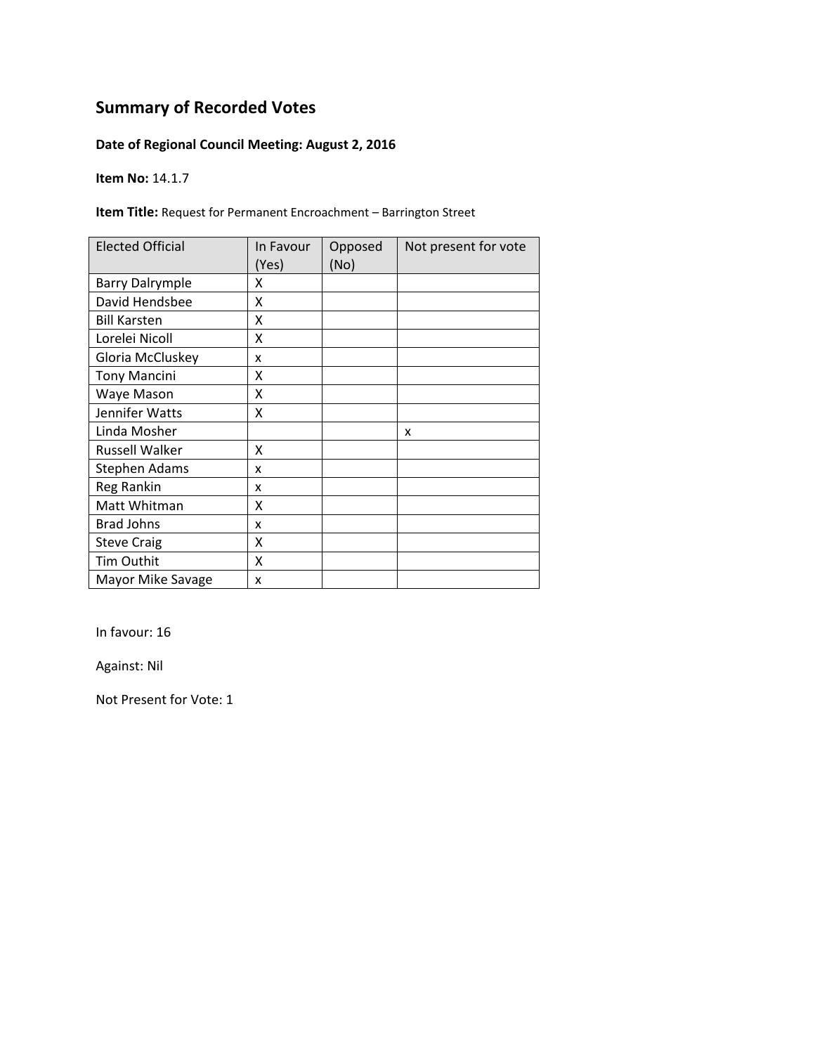## Summary of Recorded Votes

**Date of Regional Council Meeting: August 2, 2016**

**Item No:** 14.1.7

**Item Title:** Request for Permanent Encroachment – Barrington Street

| Elected Official | In Favour (Yes) | Opposed (No) | Not present for vote |
|---|---|---|---|
| Barry Dalrymple | X | | |
| David Hendsbee | X | | |
| Bill Karsten | X | | |
| Lorelei Nicoll | X | | |
| Gloria McCluskey | x | | |
| Tony Mancini | X | | |
| Waye Mason | X | | |
| Jennifer Watts | X | | |
| Linda Mosher | | | x |
| Russell Walker | X | | |
| Stephen Adams | x | | |
| Reg Rankin | x | | |
| Matt Whitman | X | | |
| Brad Johns | x | | |
| Steve Craig | X | | |
| Tim Outhit | X | | |
| Mayor Mike Savage | x | | |

In favour: 16

Against: Nil

Not Present for Vote: 1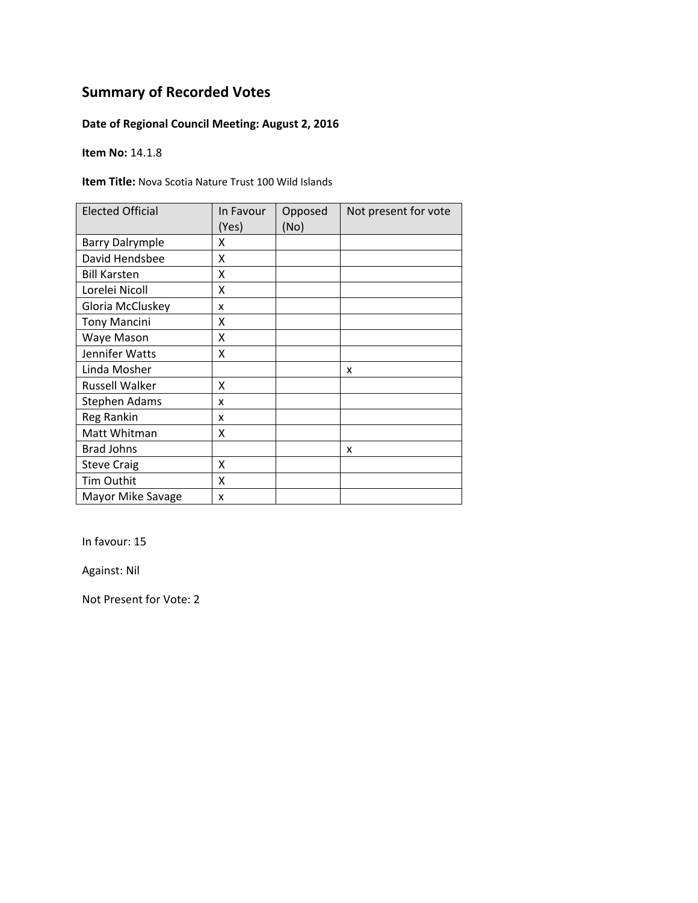# Summary of Recorded Votes

**Date of Regional Council Meeting: August 2, 2016**

**Item No:** 14.1.8

**Item Title:** Nova Scotia Nature Trust 100 Wild Islands

| Elected Official | In Favour (Yes) | Opposed (No) | Not present for vote |
|---|---|---|---|
| Barry Dalrymple | X | | |
| David Hendsbee | X | | |
| Bill Karsten | X | | |
| Lorelei Nicoll | X | | |
| Gloria McCluskey | x | | |
| Tony Mancini | X | | |
| Waye Mason | X | | |
| Jennifer Watts | X | | |
| Linda Mosher | | | x |
| Russell Walker | X | | |
| Stephen Adams | x | | |
| Reg Rankin | x | | |
| Matt Whitman | X | | |
| Brad Johns | | | x |
| Steve Craig | X | | |
| Tim Outhit | X | | |
| Mayor Mike Savage | x | | |

In favour: 15

Against: Nil

Not Present for Vote: 2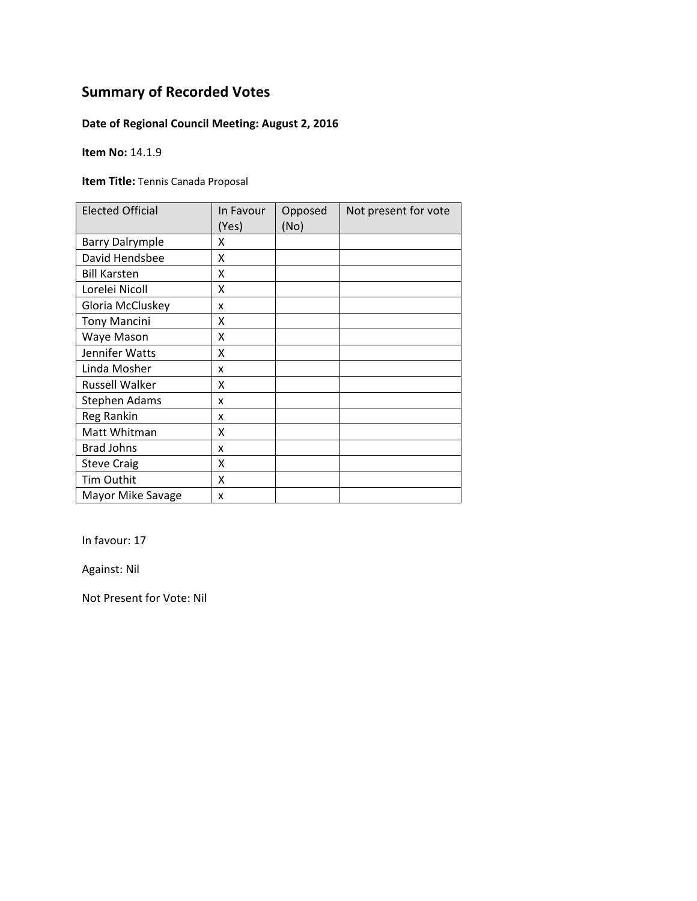# Summary of Recorded Votes

**Date of Regional Council Meeting: August 2, 2016**

**Item No:** 14.1.9

**Item Title:** Tennis Canada Proposal

| Elected Official | In Favour (Yes) | Opposed (No) | Not present for vote |
|---|---|---|---|
| Barry Dalrymple | X | | |
| David Hendsbee | X | | |
| Bill Karsten | X | | |
| Lorelei Nicoll | X | | |
| Gloria McCluskey | x | | |
| Tony Mancini | X | | |
| Waye Mason | X | | |
| Jennifer Watts | X | | |
| Linda Mosher | x | | |
| Russell Walker | X | | |
| Stephen Adams | x | | |
| Reg Rankin | x | | |
| Matt Whitman | X | | |
| Brad Johns | x | | |
| Steve Craig | X | | |
| Tim Outhit | X | | |
| Mayor Mike Savage | x | | |

In favour: 17

Against: Nil

Not Present for Vote: Nil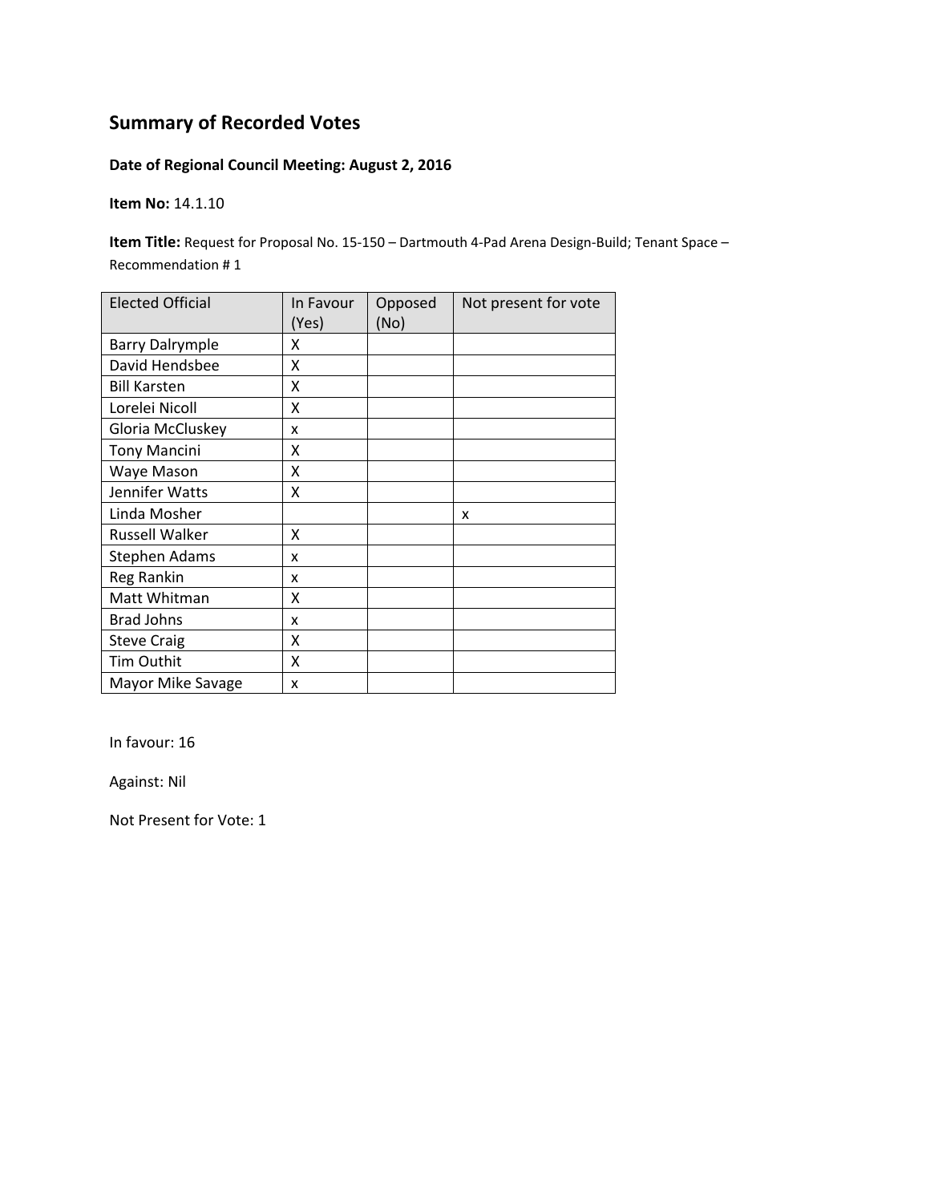# Summary of Recorded Votes

**Date of Regional Council Meeting: August 2, 2016**

**Item No:** 14.1.10

**Item Title:** Request for Proposal No. 15-150 – Dartmouth 4-Pad Arena Design-Build; Tenant Space – Recommendation # 1

| Elected Official | In Favour (Yes) | Opposed (No) | Not present for vote |
|---|---|---|---|
| Barry Dalrymple | X | | |
| David Hendsbee | X | | |
| Bill Karsten | X | | |
| Lorelei Nicoll | X | | |
| Gloria McCluskey | x | | |
| Tony Mancini | X | | |
| Waye Mason | X | | |
| Jennifer Watts | X | | |
| Linda Mosher | | | x |
| Russell Walker | X | | |
| Stephen Adams | x | | |
| Reg Rankin | x | | |
| Matt Whitman | X | | |
| Brad Johns | x | | |
| Steve Craig | X | | |
| Tim Outhit | X | | |
| Mayor Mike Savage | x | | |

In favour: 16

Against: Nil

Not Present for Vote: 1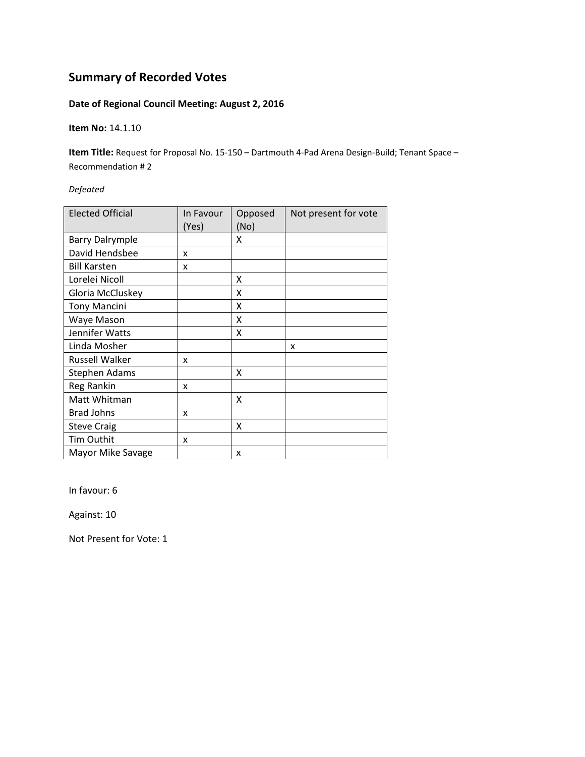# Summary of Recorded Votes

**Date of Regional Council Meeting: August 2, 2016**

**Item No:** 14.1.10

**Item Title:** Request for Proposal No. 15-150 – Dartmouth 4-Pad Arena Design-Build; Tenant Space – Recommendation # 2

*Defeated*

| Elected Official | In Favour (Yes) | Opposed (No) | Not present for vote |
|---|---|---|---|
| Barry Dalrymple | | X | |
| David Hendsbee | x | | |
| Bill Karsten | x | | |
| Lorelei Nicoll | | X | |
| Gloria McCluskey | | X | |
| Tony Mancini | | X | |
| Waye Mason | | X | |
| Jennifer Watts | | X | |
| Linda Mosher | | | x |
| Russell Walker | x | | |
| Stephen Adams | | X | |
| Reg Rankin | x | | |
| Matt Whitman | | X | |
| Brad Johns | x | | |
| Steve Craig | | X | |
| Tim Outhit | x | | |
| Mayor Mike Savage | | x | |

In favour: 6

Against: 10

Not Present for Vote: 1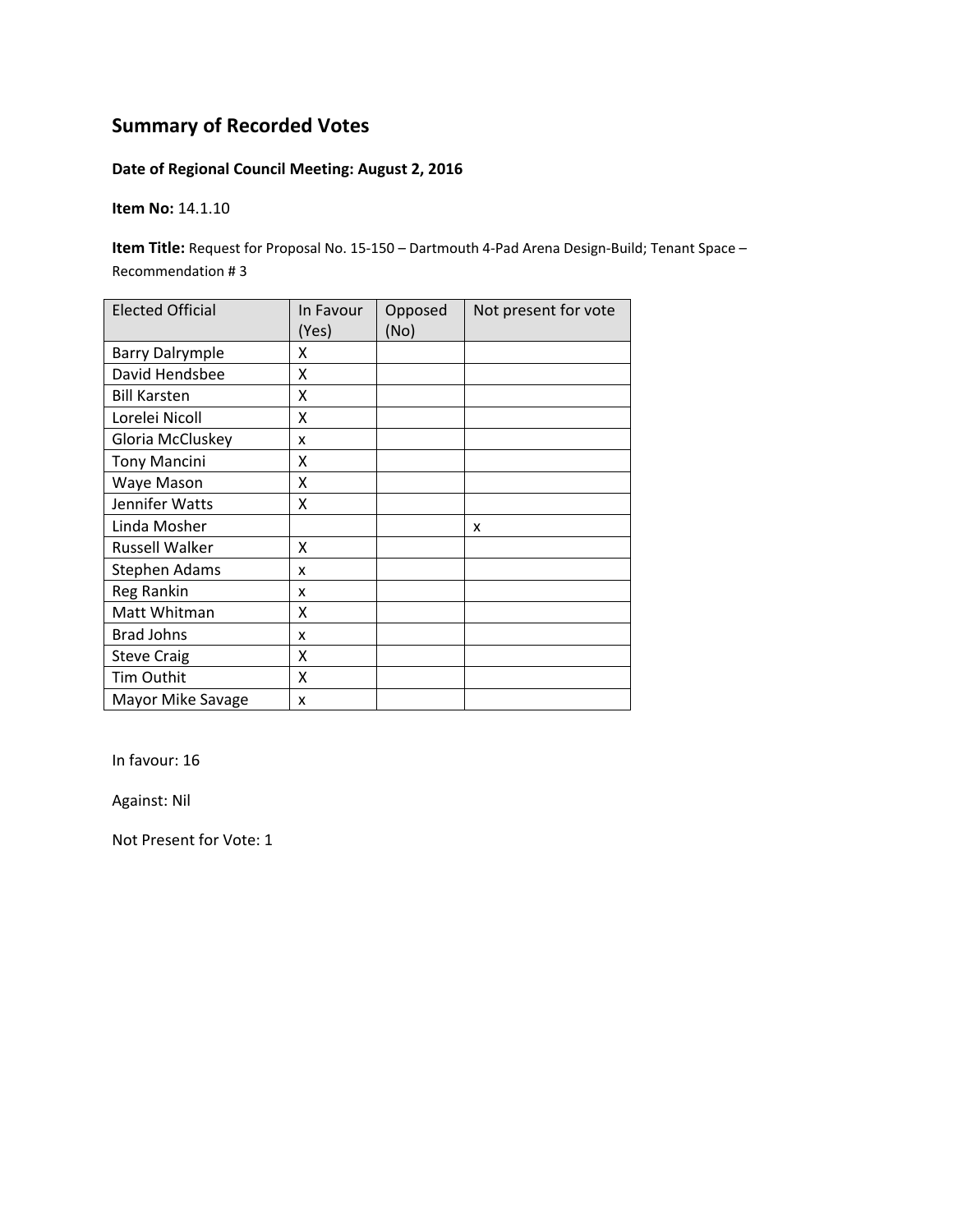## Summary of Recorded Votes

**Date of Regional Council Meeting: August 2, 2016**

**Item No:** 14.1.10

**Item Title:** Request for Proposal No. 15-150 – Dartmouth 4-Pad Arena Design-Build; Tenant Space – Recommendation # 3

| Elected Official | In Favour (Yes) | Opposed (No) | Not present for vote |
|---|---|---|---|
| Barry Dalrymple | X | | |
| David Hendsbee | X | | |
| Bill Karsten | X | | |
| Lorelei Nicoll | X | | |
| Gloria McCluskey | x | | |
| Tony Mancini | X | | |
| Waye Mason | X | | |
| Jennifer Watts | X | | |
| Linda Mosher | | | x |
| Russell Walker | X | | |
| Stephen Adams | x | | |
| Reg Rankin | x | | |
| Matt Whitman | X | | |
| Brad Johns | x | | |
| Steve Craig | X | | |
| Tim Outhit | X | | |
| Mayor Mike Savage | x | | |

In favour: 16

Against: Nil

Not Present for Vote: 1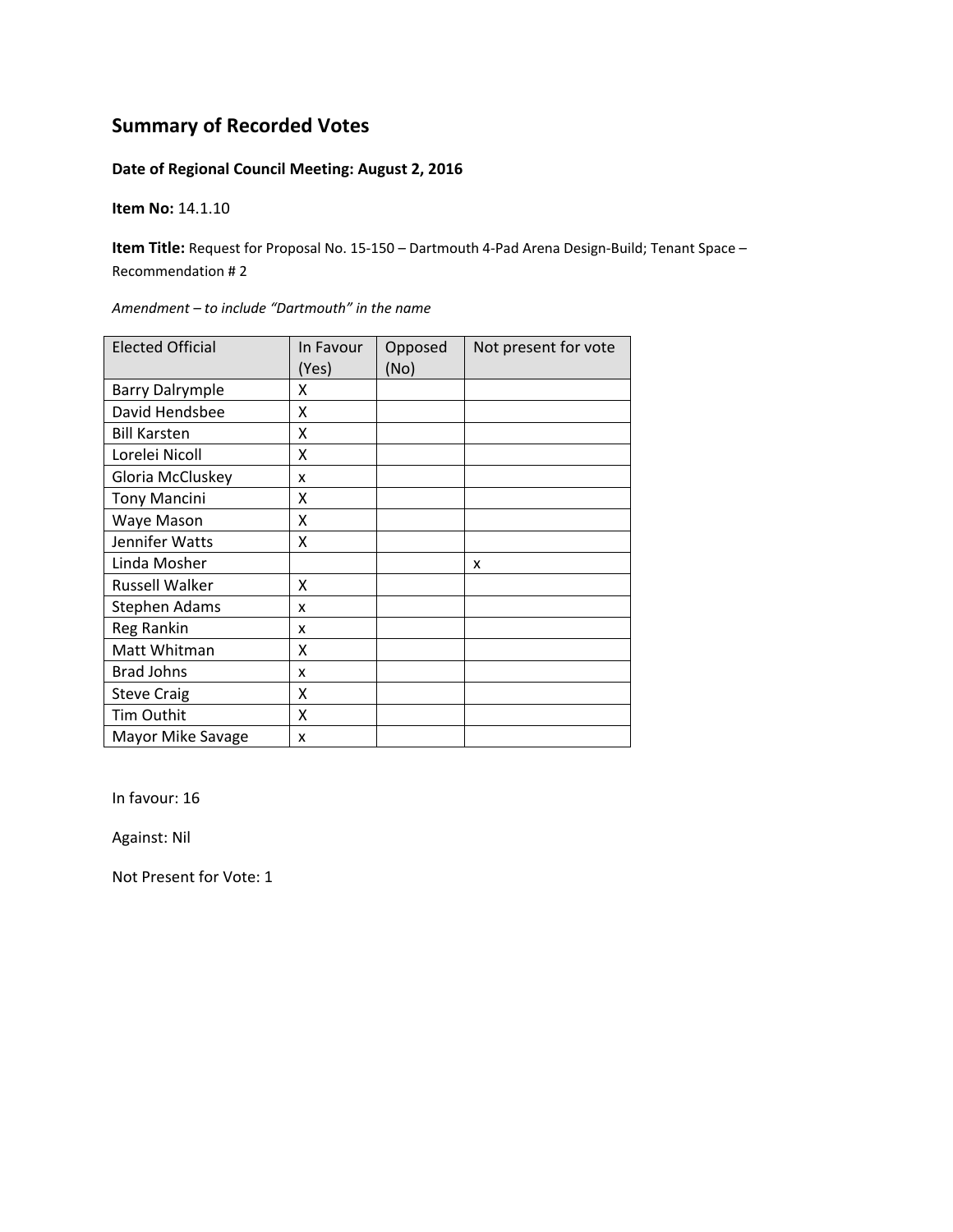## Summary of Recorded Votes

**Date of Regional Council Meeting: August 2, 2016**

**Item No:** 14.1.10

**Item Title:** Request for Proposal No. 15-150 – Dartmouth 4-Pad Arena Design-Build; Tenant Space – Recommendation # 2

*Amendment – to include "Dartmouth" in the name*

| Elected Official | In Favour (Yes) | Opposed (No) | Not present for vote |
|---|---|---|---|
| Barry Dalrymple | X | | |
| David Hendsbee | X | | |
| Bill Karsten | X | | |
| Lorelei Nicoll | X | | |
| Gloria McCluskey | x | | |
| Tony Mancini | X | | |
| Waye Mason | X | | |
| Jennifer Watts | X | | |
| Linda Mosher | | | x |
| Russell Walker | X | | |
| Stephen Adams | x | | |
| Reg Rankin | x | | |
| Matt Whitman | X | | |
| Brad Johns | x | | |
| Steve Craig | X | | |
| Tim Outhit | X | | |
| Mayor Mike Savage | x | | |

In favour: 16

Against: Nil

Not Present for Vote: 1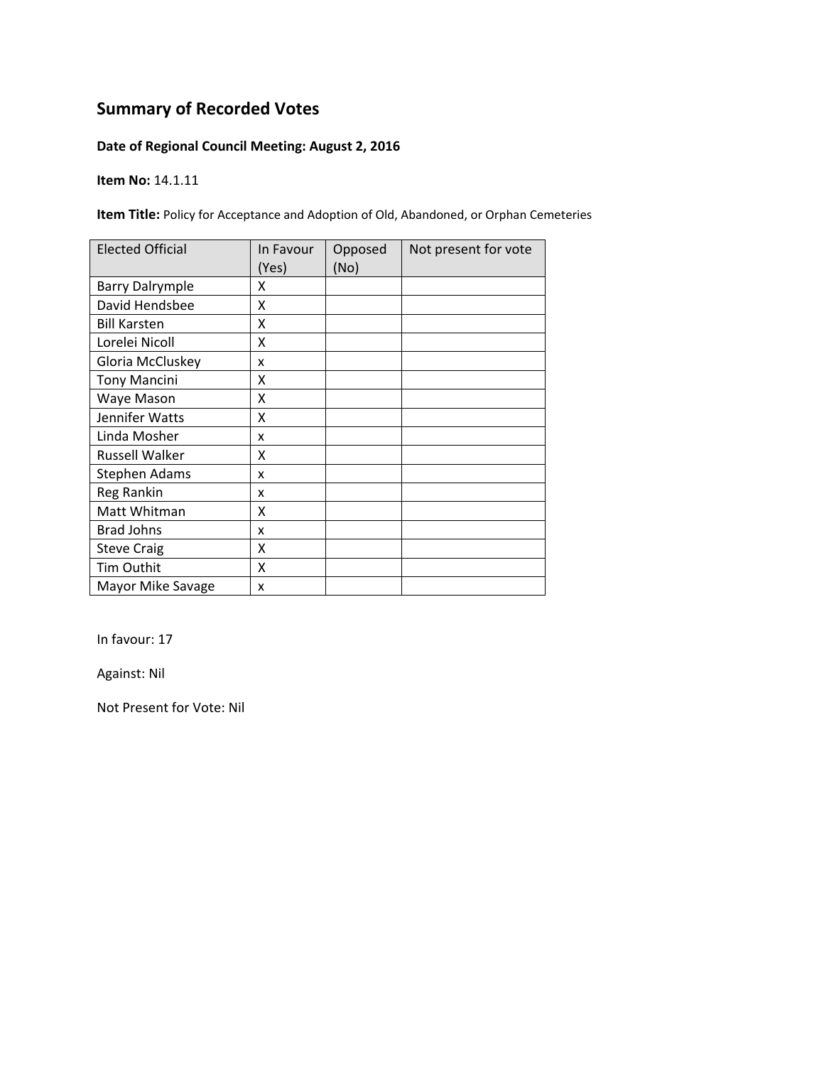## Summary of Recorded Votes

**Date of Regional Council Meeting: August 2, 2016**

**Item No:** 14.1.11

**Item Title:** Policy for Acceptance and Adoption of Old, Abandoned, or Orphan Cemeteries

| Elected Official | In Favour (Yes) | Opposed (No) | Not present for vote |
|---|---|---|---|
| Barry Dalrymple | X | | |
| David Hendsbee | X | | |
| Bill Karsten | X | | |
| Lorelei Nicoll | X | | |
| Gloria McCluskey | x | | |
| Tony Mancini | X | | |
| Waye Mason | X | | |
| Jennifer Watts | X | | |
| Linda Mosher | x | | |
| Russell Walker | X | | |
| Stephen Adams | x | | |
| Reg Rankin | x | | |
| Matt Whitman | X | | |
| Brad Johns | x | | |
| Steve Craig | X | | |
| Tim Outhit | X | | |
| Mayor Mike Savage | x | | |

In favour: 17

Against: Nil

Not Present for Vote: Nil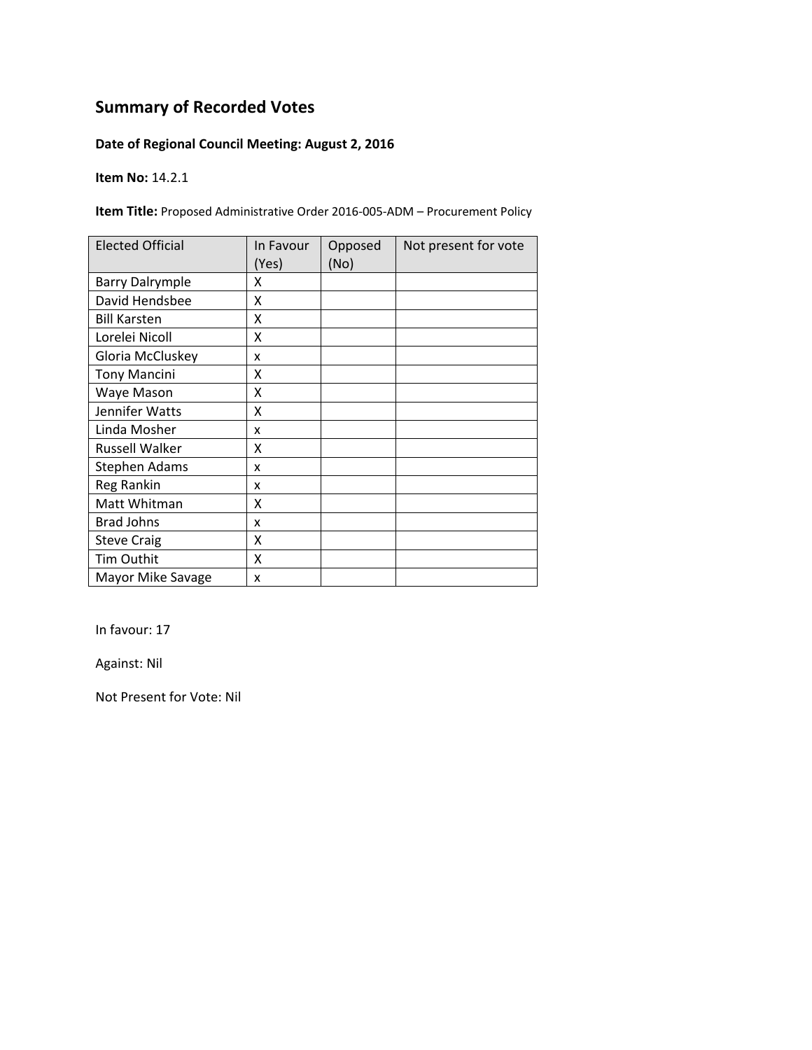# Summary of Recorded Votes

**Date of Regional Council Meeting: August 2, 2016**

**Item No:** 14.2.1

**Item Title:** Proposed Administrative Order 2016-005-ADM – Procurement Policy

| Elected Official | In Favour (Yes) | Opposed (No) | Not present for vote |
|---|---|---|---|
| Barry Dalrymple | X | | |
| David Hendsbee | X | | |
| Bill Karsten | X | | |
| Lorelei Nicoll | X | | |
| Gloria McCluskey | x | | |
| Tony Mancini | X | | |
| Waye Mason | X | | |
| Jennifer Watts | X | | |
| Linda Mosher | x | | |
| Russell Walker | X | | |
| Stephen Adams | x | | |
| Reg Rankin | x | | |
| Matt Whitman | X | | |
| Brad Johns | x | | |
| Steve Craig | X | | |
| Tim Outhit | X | | |
| Mayor Mike Savage | x | | |

In favour: 17

Against: Nil

Not Present for Vote: Nil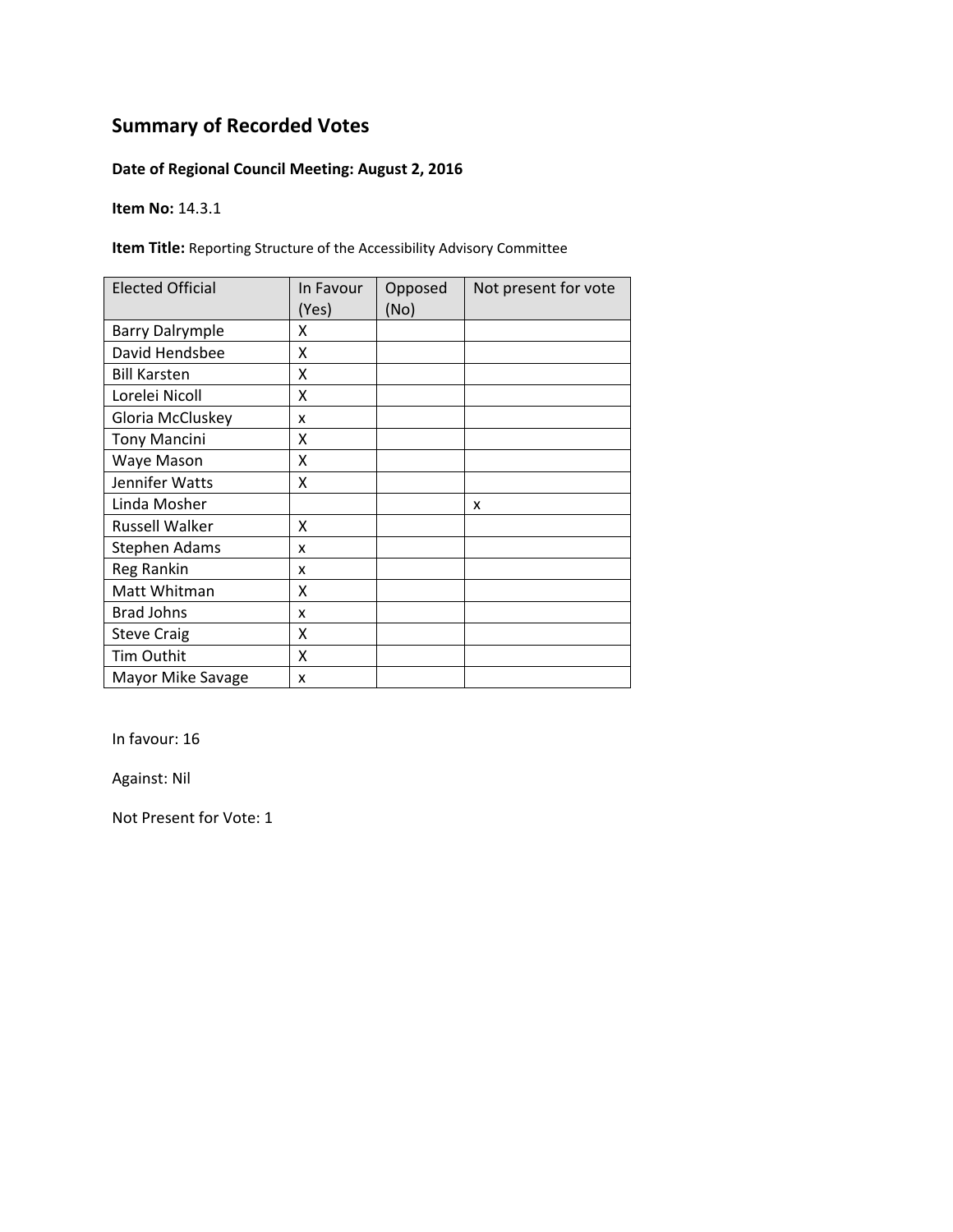# Summary of Recorded Votes

**Date of Regional Council Meeting: August 2, 2016**

**Item No:** 14.3.1

**Item Title:** Reporting Structure of the Accessibility Advisory Committee

| Elected Official | In Favour (Yes) | Opposed (No) | Not present for vote |
|---|---|---|---|
| Barry Dalrymple | X | | |
| David Hendsbee | X | | |
| Bill Karsten | X | | |
| Lorelei Nicoll | X | | |
| Gloria McCluskey | x | | |
| Tony Mancini | X | | |
| Waye Mason | X | | |
| Jennifer Watts | X | | |
| Linda Mosher | | | x |
| Russell Walker | X | | |
| Stephen Adams | x | | |
| Reg Rankin | x | | |
| Matt Whitman | X | | |
| Brad Johns | x | | |
| Steve Craig | X | | |
| Tim Outhit | X | | |
| Mayor Mike Savage | x | | |

In favour: 16

Against: Nil

Not Present for Vote: 1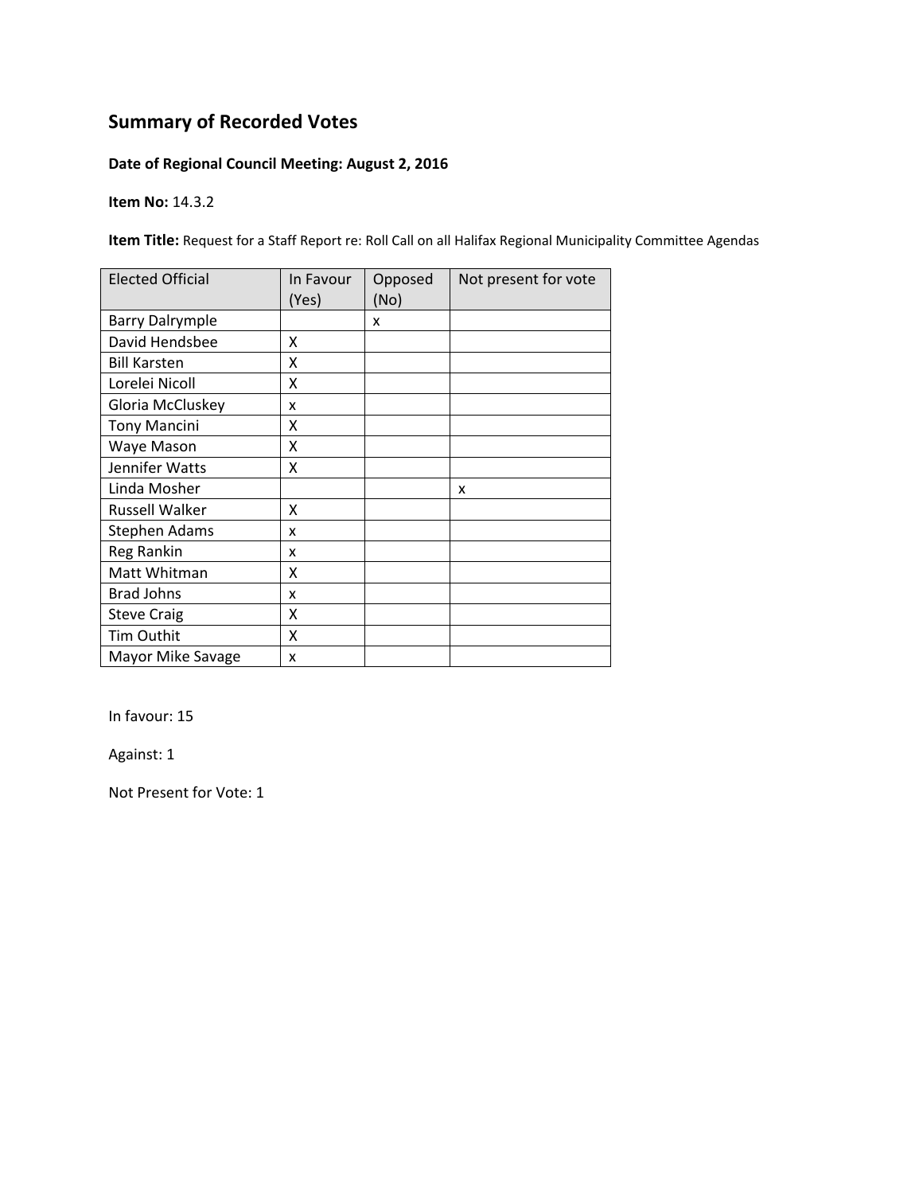## Summary of Recorded Votes

**Date of Regional Council Meeting: August 2, 2016**

**Item No:** 14.3.2

**Item Title:** Request for a Staff Report re: Roll Call on all Halifax Regional Municipality Committee Agendas

| Elected Official | In Favour (Yes) | Opposed (No) | Not present for vote |
|---|---|---|---|
| Barry Dalrymple | | x | |
| David Hendsbee | X | | |
| Bill Karsten | X | | |
| Lorelei Nicoll | X | | |
| Gloria McCluskey | x | | |
| Tony Mancini | X | | |
| Waye Mason | X | | |
| Jennifer Watts | X | | |
| Linda Mosher | | | x |
| Russell Walker | X | | |
| Stephen Adams | x | | |
| Reg Rankin | x | | |
| Matt Whitman | X | | |
| Brad Johns | x | | |
| Steve Craig | X | | |
| Tim Outhit | X | | |
| Mayor Mike Savage | x | | |

In favour: 15

Against: 1

Not Present for Vote: 1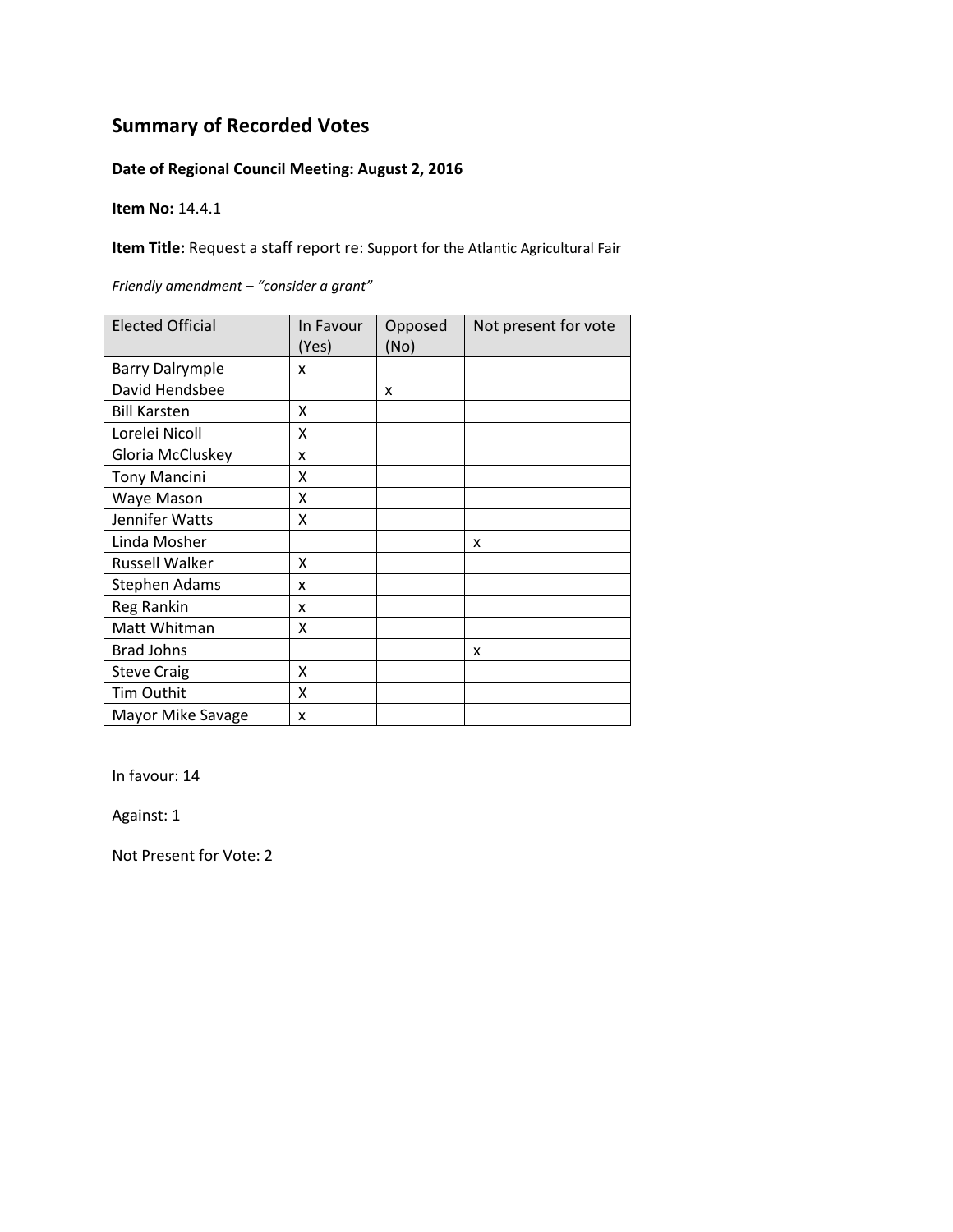## Summary of Recorded Votes

**Date of Regional Council Meeting: August 2, 2016**

**Item No:** 14.4.1

**Item Title:** Request a staff report re: Support for the Atlantic Agricultural Fair

*Friendly amendment – "consider a grant"*

| Elected Official | In Favour (Yes) | Opposed (No) | Not present for vote |
|---|---|---|---|
| Barry Dalrymple | x | | |
| David Hendsbee | | x | |
| Bill Karsten | X | | |
| Lorelei Nicoll | X | | |
| Gloria McCluskey | x | | |
| Tony Mancini | X | | |
| Waye Mason | X | | |
| Jennifer Watts | X | | |
| Linda Mosher | | | x |
| Russell Walker | X | | |
| Stephen Adams | x | | |
| Reg Rankin | x | | |
| Matt Whitman | X | | |
| Brad Johns | | | x |
| Steve Craig | X | | |
| Tim Outhit | X | | |
| Mayor Mike Savage | x | | |

In favour: 14

Against: 1

Not Present for Vote: 2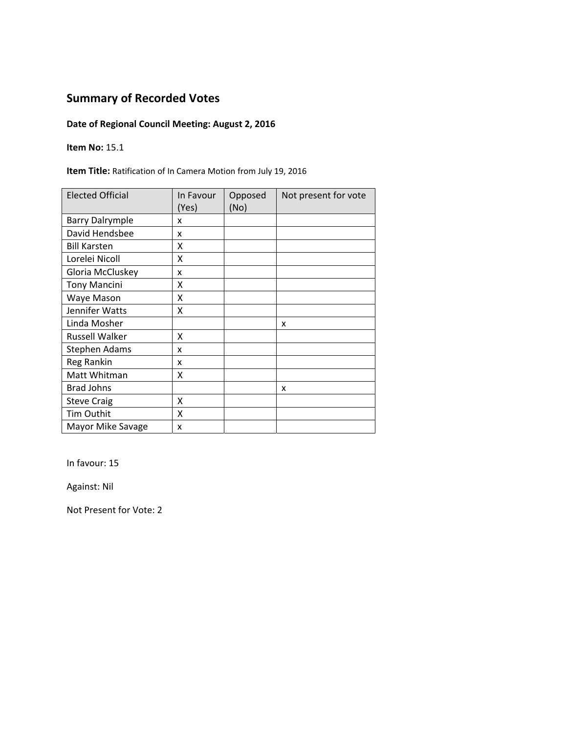## Summary of Recorded Votes

**Date of Regional Council Meeting: August 2, 2016**

**Item No:** 15.1

**Item Title:** Ratification of In Camera Motion from July 19, 2016

| Elected Official | In Favour (Yes) | Opposed (No) | Not present for vote |
|---|---|---|---|
| Barry Dalrymple | x | | |
| David Hendsbee | x | | |
| Bill Karsten | X | | |
| Lorelei Nicoll | X | | |
| Gloria McCluskey | x | | |
| Tony Mancini | X | | |
| Waye Mason | X | | |
| Jennifer Watts | X | | |
| Linda Mosher | | | x |
| Russell Walker | X | | |
| Stephen Adams | x | | |
| Reg Rankin | x | | |
| Matt Whitman | X | | |
| Brad Johns | | | x |
| Steve Craig | X | | |
| Tim Outhit | X | | |
| Mayor Mike Savage | x | | |

In favour: 15

Against: Nil

Not Present for Vote: 2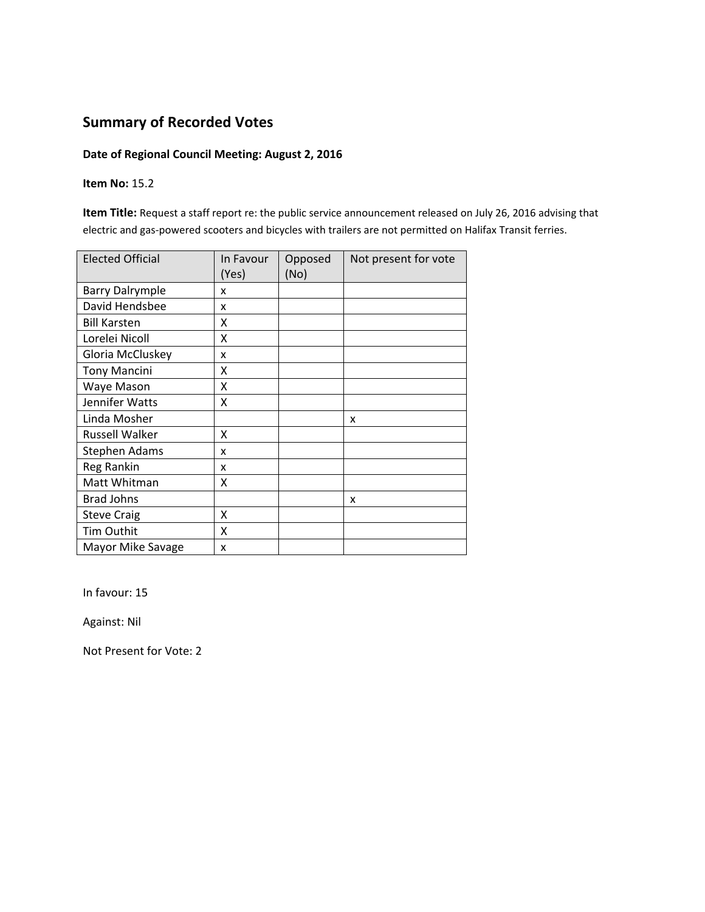## Summary of Recorded Votes

**Date of Regional Council Meeting: August 2, 2016**

**Item No:** 15.2

**Item Title:** Request a staff report re: the public service announcement released on July 26, 2016 advising that electric and gas-powered scooters and bicycles with trailers are not permitted on Halifax Transit ferries.

| Elected Official | In Favour (Yes) | Opposed (No) | Not present for vote |
|---|---|---|---|
| Barry Dalrymple | x | | |
| David Hendsbee | x | | |
| Bill Karsten | X | | |
| Lorelei Nicoll | X | | |
| Gloria McCluskey | x | | |
| Tony Mancini | X | | |
| Waye Mason | X | | |
| Jennifer Watts | X | | |
| Linda Mosher | | | x |
| Russell Walker | X | | |
| Stephen Adams | x | | |
| Reg Rankin | x | | |
| Matt Whitman | X | | |
| Brad Johns | | | x |
| Steve Craig | X | | |
| Tim Outhit | X | | |
| Mayor Mike Savage | x | | |

In favour: 15

Against: Nil

Not Present for Vote: 2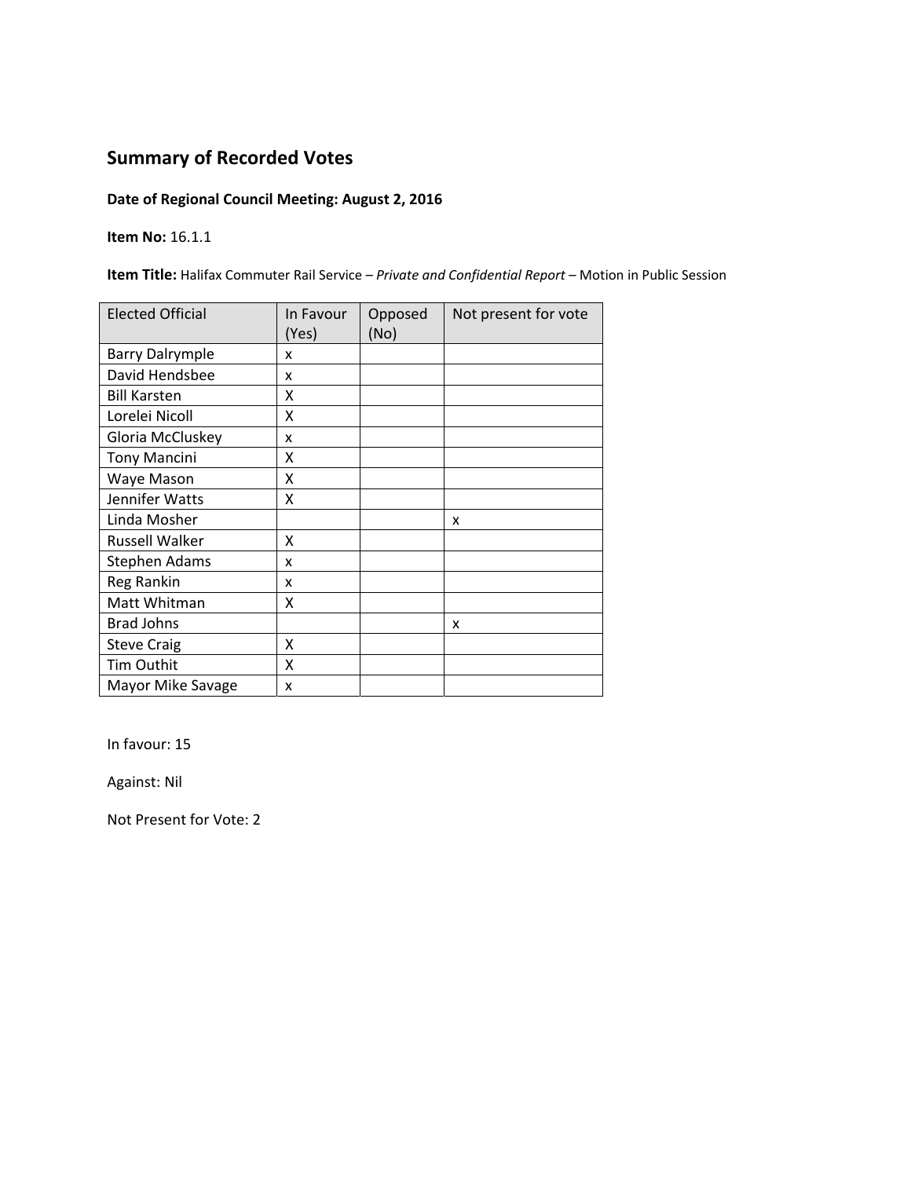## Summary of Recorded Votes

**Date of Regional Council Meeting: August 2, 2016**

**Item No:** 16.1.1

**Item Title:** Halifax Commuter Rail Service – *Private and Confidential Report* – Motion in Public Session

| Elected Official | In Favour (Yes) | Opposed (No) | Not present for vote |
|---|---|---|---|
| Barry Dalrymple | x | | |
| David Hendsbee | x | | |
| Bill Karsten | X | | |
| Lorelei Nicoll | X | | |
| Gloria McCluskey | x | | |
| Tony Mancini | X | | |
| Waye Mason | X | | |
| Jennifer Watts | X | | |
| Linda Mosher | | | x |
| Russell Walker | X | | |
| Stephen Adams | x | | |
| Reg Rankin | x | | |
| Matt Whitman | X | | |
| Brad Johns | | | x |
| Steve Craig | X | | |
| Tim Outhit | X | | |
| Mayor Mike Savage | x | | |

In favour: 15

Against: Nil

Not Present for Vote: 2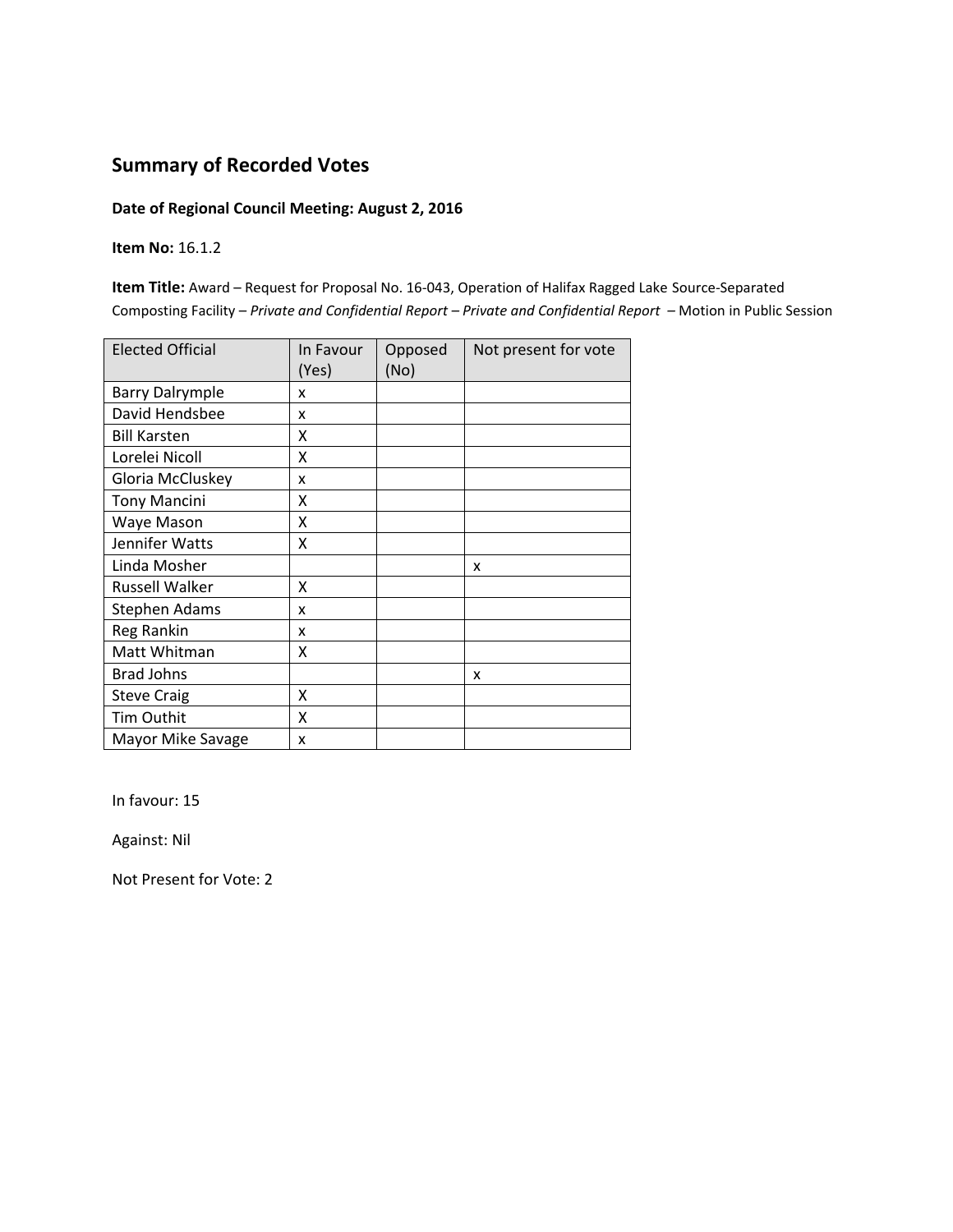## Summary of Recorded Votes

**Date of Regional Council Meeting: August 2, 2016**

**Item No:** 16.1.2

**Item Title:** Award – Request for Proposal No. 16-043, Operation of Halifax Ragged Lake Source-Separated Composting Facility – *Private and Confidential Report – Private and Confidential Report* – Motion in Public Session

| Elected Official | In Favour (Yes) | Opposed (No) | Not present for vote |
|---|---|---|---|
| Barry Dalrymple | x | | |
| David Hendsbee | x | | |
| Bill Karsten | X | | |
| Lorelei Nicoll | X | | |
| Gloria McCluskey | x | | |
| Tony Mancini | X | | |
| Waye Mason | X | | |
| Jennifer Watts | X | | |
| Linda Mosher | | | x |
| Russell Walker | X | | |
| Stephen Adams | x | | |
| Reg Rankin | x | | |
| Matt Whitman | X | | |
| Brad Johns | | | x |
| Steve Craig | X | | |
| Tim Outhit | X | | |
| Mayor Mike Savage | x | | |

In favour: 15

Against: Nil

Not Present for Vote: 2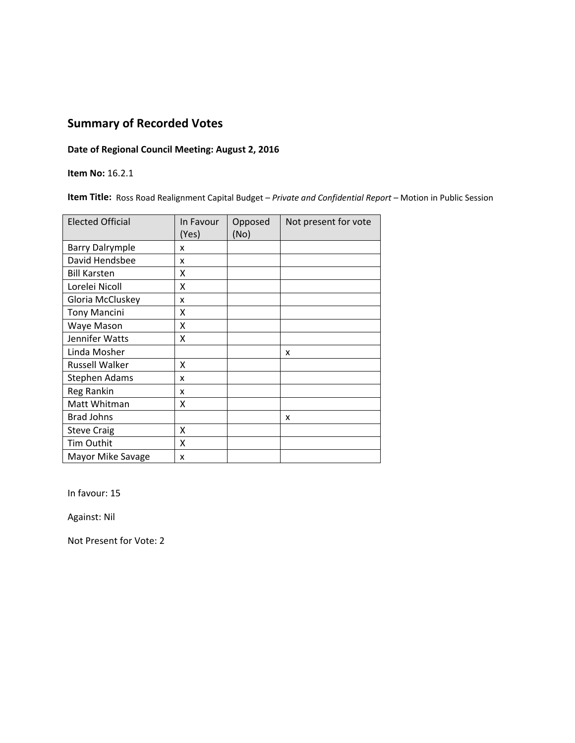## Summary of Recorded Votes

**Date of Regional Council Meeting: August 2, 2016**

**Item No:** 16.2.1

**Item Title:** Ross Road Realignment Capital Budget – *Private and Confidential Report* – Motion in Public Session

| Elected Official | In Favour (Yes) | Opposed (No) | Not present for vote |
|---|---|---|---|
| Barry Dalrymple | x | | |
| David Hendsbee | x | | |
| Bill Karsten | X | | |
| Lorelei Nicoll | X | | |
| Gloria McCluskey | x | | |
| Tony Mancini | X | | |
| Waye Mason | X | | |
| Jennifer Watts | X | | |
| Linda Mosher | | | x |
| Russell Walker | X | | |
| Stephen Adams | x | | |
| Reg Rankin | x | | |
| Matt Whitman | X | | |
| Brad Johns | | | x |
| Steve Craig | X | | |
| Tim Outhit | X | | |
| Mayor Mike Savage | x | | |

In favour: 15

Against: Nil

Not Present for Vote: 2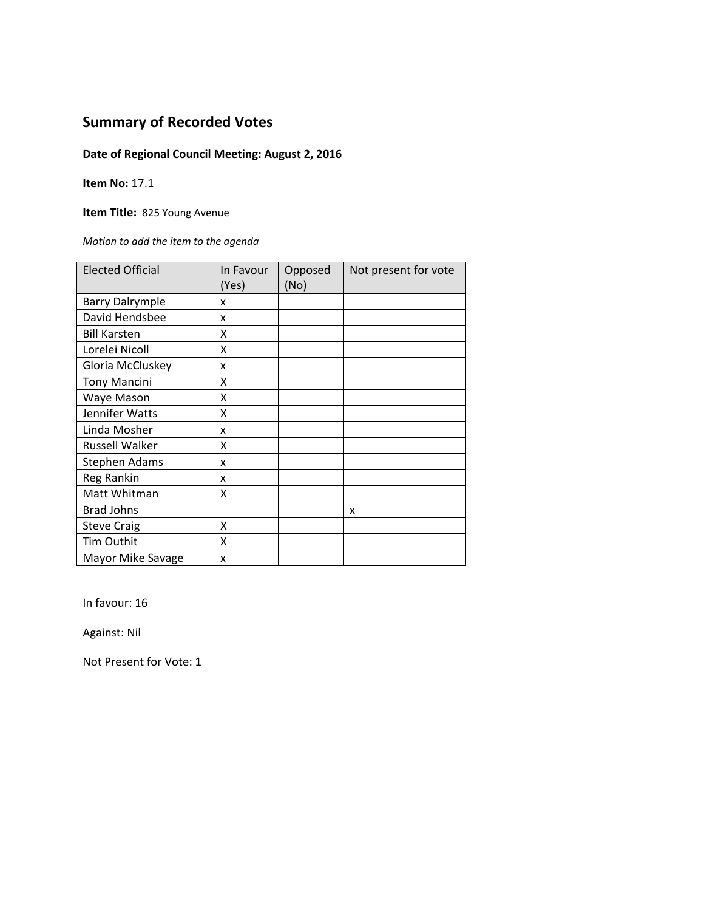## Summary of Recorded Votes

**Date of Regional Council Meeting: August 2, 2016**

**Item No:** 17.1

**Item Title:** 825 Young Avenue

*Motion to add the item to the agenda*

| Elected Official | In Favour (Yes) | Opposed (No) | Not present for vote |
|---|---|---|---|
| Barry Dalrymple | x | | |
| David Hendsbee | x | | |
| Bill Karsten | X | | |
| Lorelei Nicoll | X | | |
| Gloria McCluskey | x | | |
| Tony Mancini | X | | |
| Waye Mason | X | | |
| Jennifer Watts | X | | |
| Linda Mosher | x | | |
| Russell Walker | X | | |
| Stephen Adams | x | | |
| Reg Rankin | x | | |
| Matt Whitman | X | | |
| Brad Johns | | | x |
| Steve Craig | X | | |
| Tim Outhit | X | | |
| Mayor Mike Savage | x | | |

In favour: 16

Against: Nil

Not Present for Vote: 1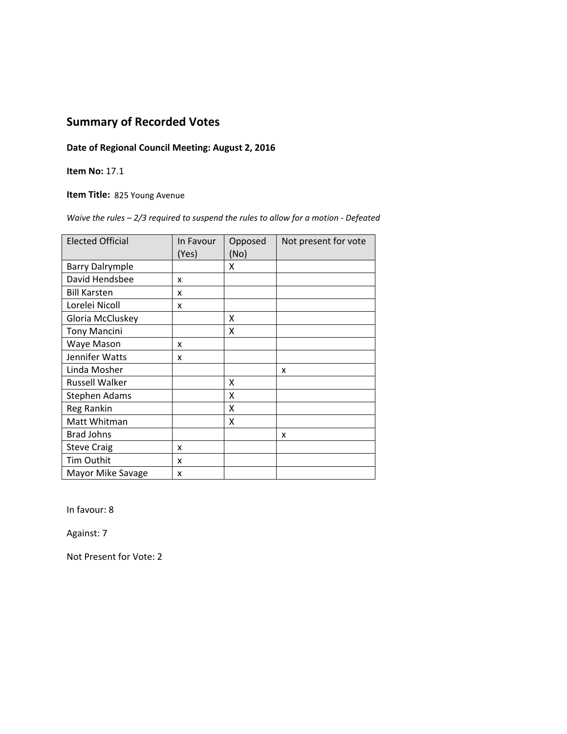## Summary of Recorded Votes

**Date of Regional Council Meeting: August 2, 2016**

**Item No:** 17.1

**Item Title:** 825 Young Avenue

*Waive the rules – 2/3 required to suspend the rules to allow for a motion - Defeated*

| Elected Official | In Favour (Yes) | Opposed (No) | Not present for vote |
|---|---|---|---|
| Barry Dalrymple | | X | |
| David Hendsbee | x | | |
| Bill Karsten | x | | |
| Lorelei Nicoll | x | | |
| Gloria McCluskey | | X | |
| Tony Mancini | | X | |
| Waye Mason | x | | |
| Jennifer Watts | x | | |
| Linda Mosher | | | x |
| Russell Walker | | X | |
| Stephen Adams | | X | |
| Reg Rankin | | X | |
| Matt Whitman | | X | |
| Brad Johns | | | x |
| Steve Craig | x | | |
| Tim Outhit | x | | |
| Mayor Mike Savage | x | | |

In favour: 8

Against: 7

Not Present for Vote: 2